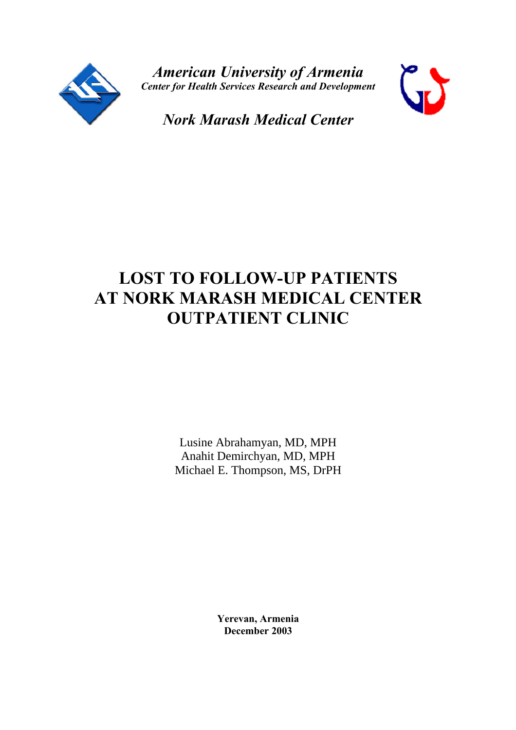*American University of Armenia*
*Center for Health Services Research and Development*

*Nork Marash Medical Center*

# LOST TO FOLLOW-UP PATIENTS AT NORK MARASH MEDICAL CENTER OUTPATIENT CLINIC

Lusine Abrahamyan, MD, MPH
Anahit Demirchyan, MD, MPH
Michael E. Thompson, MS, DrPH

**Yerevan, Armenia**
**December 2003**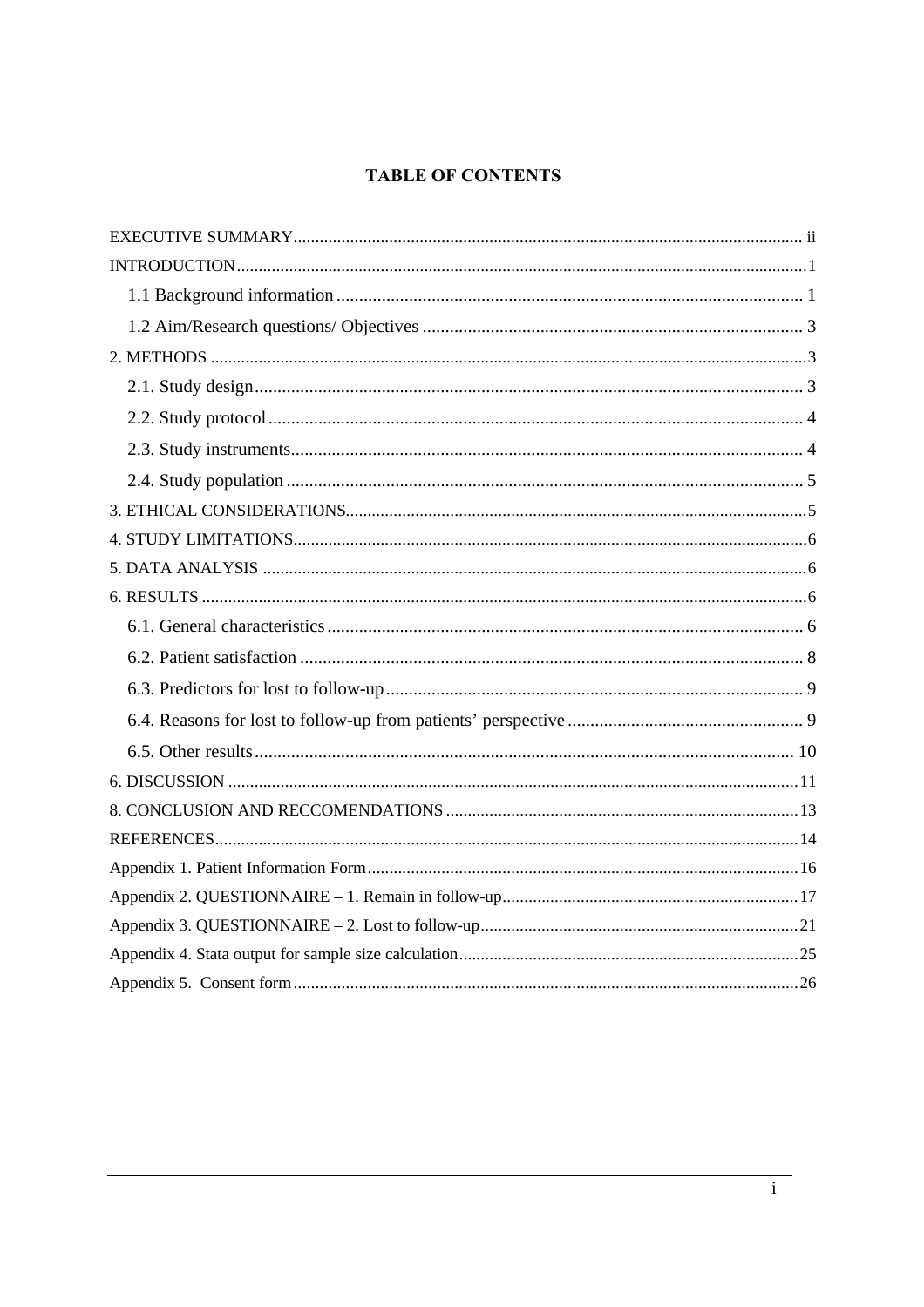# TABLE OF CONTENTS

EXECUTIVE SUMMARY ..... ii

INTRODUCTION ..... 1

- 1.1 Background information ..... 1
- 1.2 Aim/Research questions/ Objectives ..... 3

2. METHODS ..... 3

- 2.1. Study design ..... 3
- 2.2. Study protocol ..... 4
- 2.3. Study instruments ..... 4
- 2.4. Study population ..... 5

3. ETHICAL CONSIDERATIONS ..... 5

4. STUDY LIMITATIONS ..... 6

5. DATA ANALYSIS ..... 6

6. RESULTS ..... 6

- 6.1. General characteristics ..... 6
- 6.2. Patient satisfaction ..... 8
- 6.3. Predictors for lost to follow-up ..... 9
- 6.4. Reasons for lost to follow-up from patients' perspective ..... 9
- 6.5. Other results ..... 10

6. DISCUSSION ..... 11

8. CONCLUSION AND RECCOMENDATIONS ..... 13

REFERENCES ..... 14

Appendix 1. Patient Information Form ..... 16

Appendix 2. QUESTIONNAIRE – 1. Remain in follow-up ..... 17

Appendix 3. QUESTIONNAIRE – 2. Lost to follow-up ..... 21

Appendix 4. Stata output for sample size calculation ..... 25

Appendix 5. Consent form ..... 26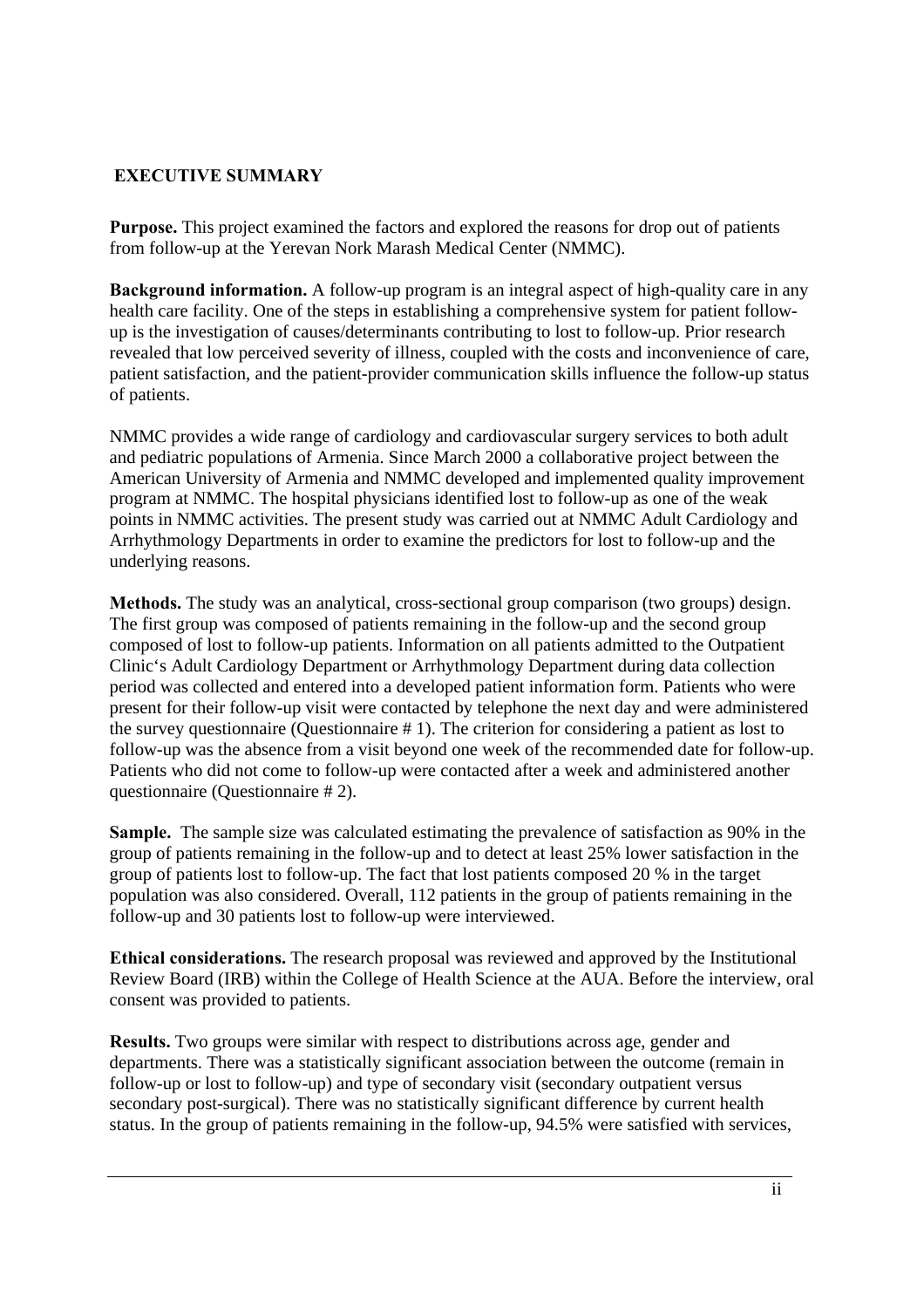## EXECUTIVE SUMMARY

**Purpose.** This project examined the factors and explored the reasons for drop out of patients from follow-up at the Yerevan Nork Marash Medical Center (NMMC).

**Background information.** A follow-up program is an integral aspect of high-quality care in any health care facility. One of the steps in establishing a comprehensive system for patient follow-up is the investigation of causes/determinants contributing to lost to follow-up. Prior research revealed that low perceived severity of illness, coupled with the costs and inconvenience of care, patient satisfaction, and the patient-provider communication skills influence the follow-up status of patients.

NMMC provides a wide range of cardiology and cardiovascular surgery services to both adult and pediatric populations of Armenia. Since March 2000 a collaborative project between the American University of Armenia and NMMC developed and implemented quality improvement program at NMMC. The hospital physicians identified lost to follow-up as one of the weak points in NMMC activities. The present study was carried out at NMMC Adult Cardiology and Arrhythmology Departments in order to examine the predictors for lost to follow-up and the underlying reasons.

**Methods.** The study was an analytical, cross-sectional group comparison (two groups) design. The first group was composed of patients remaining in the follow-up and the second group composed of lost to follow-up patients. Information on all patients admitted to the Outpatient Clinic's Adult Cardiology Department or Arrhythmology Department during data collection period was collected and entered into a developed patient information form. Patients who were present for their follow-up visit were contacted by telephone the next day and were administered the survey questionnaire (Questionnaire # 1). The criterion for considering a patient as lost to follow-up was the absence from a visit beyond one week of the recommended date for follow-up. Patients who did not come to follow-up were contacted after a week and administered another questionnaire (Questionnaire # 2).

**Sample.** The sample size was calculated estimating the prevalence of satisfaction as 90% in the group of patients remaining in the follow-up and to detect at least 25% lower satisfaction in the group of patients lost to follow-up. The fact that lost patients composed 20 % in the target population was also considered. Overall, 112 patients in the group of patients remaining in the follow-up and 30 patients lost to follow-up were interviewed.

**Ethical considerations.** The research proposal was reviewed and approved by the Institutional Review Board (IRB) within the College of Health Science at the AUA. Before the interview, oral consent was provided to patients.

**Results.** Two groups were similar with respect to distributions across age, gender and departments. There was a statistically significant association between the outcome (remain in follow-up or lost to follow-up) and type of secondary visit (secondary outpatient versus secondary post-surgical). There was no statistically significant difference by current health status. In the group of patients remaining in the follow-up, 94.5% were satisfied with services,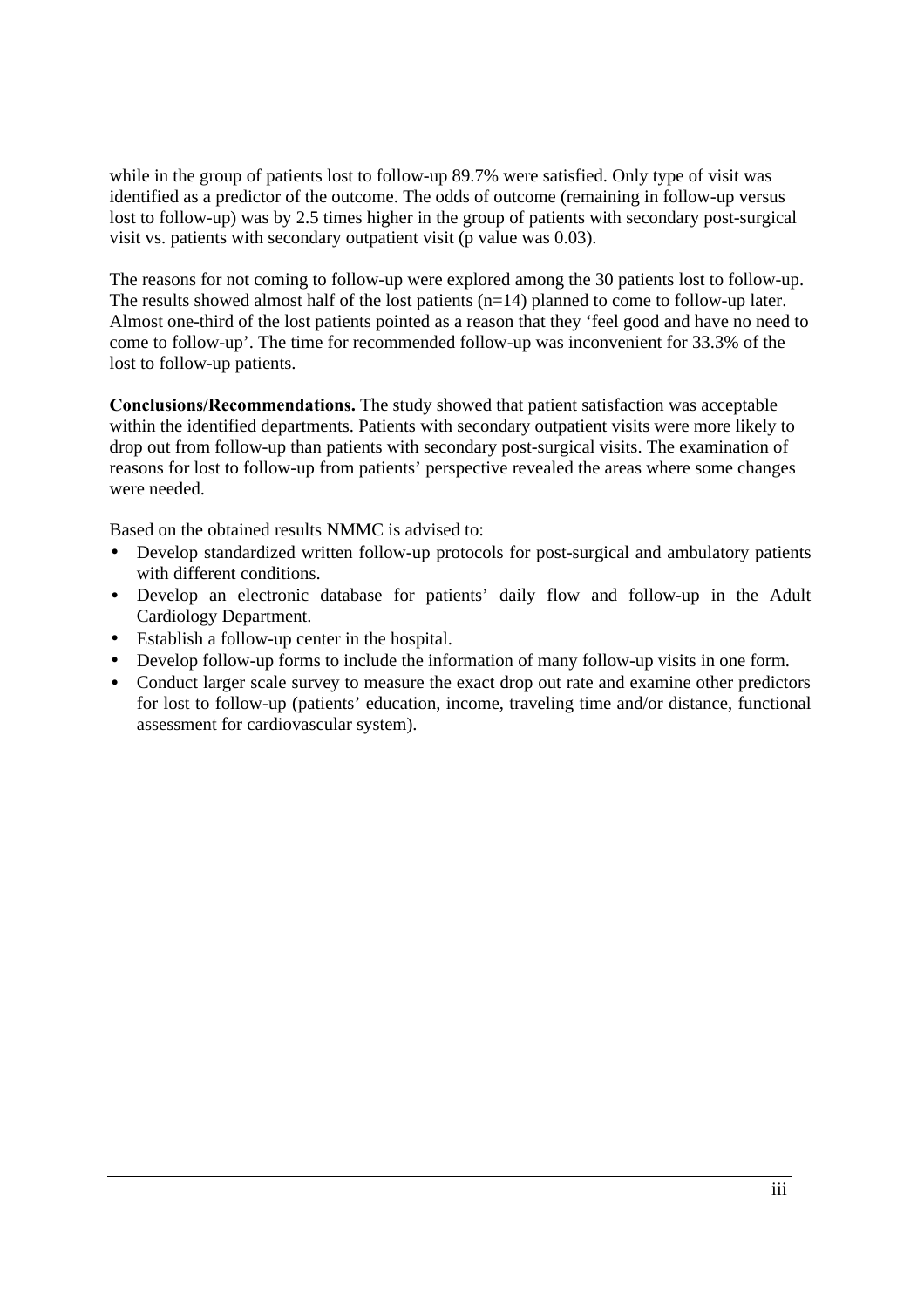while in the group of patients lost to follow-up 89.7% were satisfied. Only type of visit was identified as a predictor of the outcome. The odds of outcome (remaining in follow-up versus lost to follow-up) was by 2.5 times higher in the group of patients with secondary post-surgical visit vs. patients with secondary outpatient visit (p value was 0.03).

The reasons for not coming to follow-up were explored among the 30 patients lost to follow-up. The results showed almost half of the lost patients (n=14) planned to come to follow-up later. Almost one-third of the lost patients pointed as a reason that they 'feel good and have no need to come to follow-up'. The time for recommended follow-up was inconvenient for 33.3% of the lost to follow-up patients.

**Conclusions/Recommendations.** The study showed that patient satisfaction was acceptable within the identified departments. Patients with secondary outpatient visits were more likely to drop out from follow-up than patients with secondary post-surgical visits. The examination of reasons for lost to follow-up from patients' perspective revealed the areas where some changes were needed.

Based on the obtained results NMMC is advised to:

- Develop standardized written follow-up protocols for post-surgical and ambulatory patients with different conditions.
- Develop an electronic database for patients' daily flow and follow-up in the Adult Cardiology Department.
- Establish a follow-up center in the hospital.
- Develop follow-up forms to include the information of many follow-up visits in one form.
- Conduct larger scale survey to measure the exact drop out rate and examine other predictors for lost to follow-up (patients' education, income, traveling time and/or distance, functional assessment for cardiovascular system).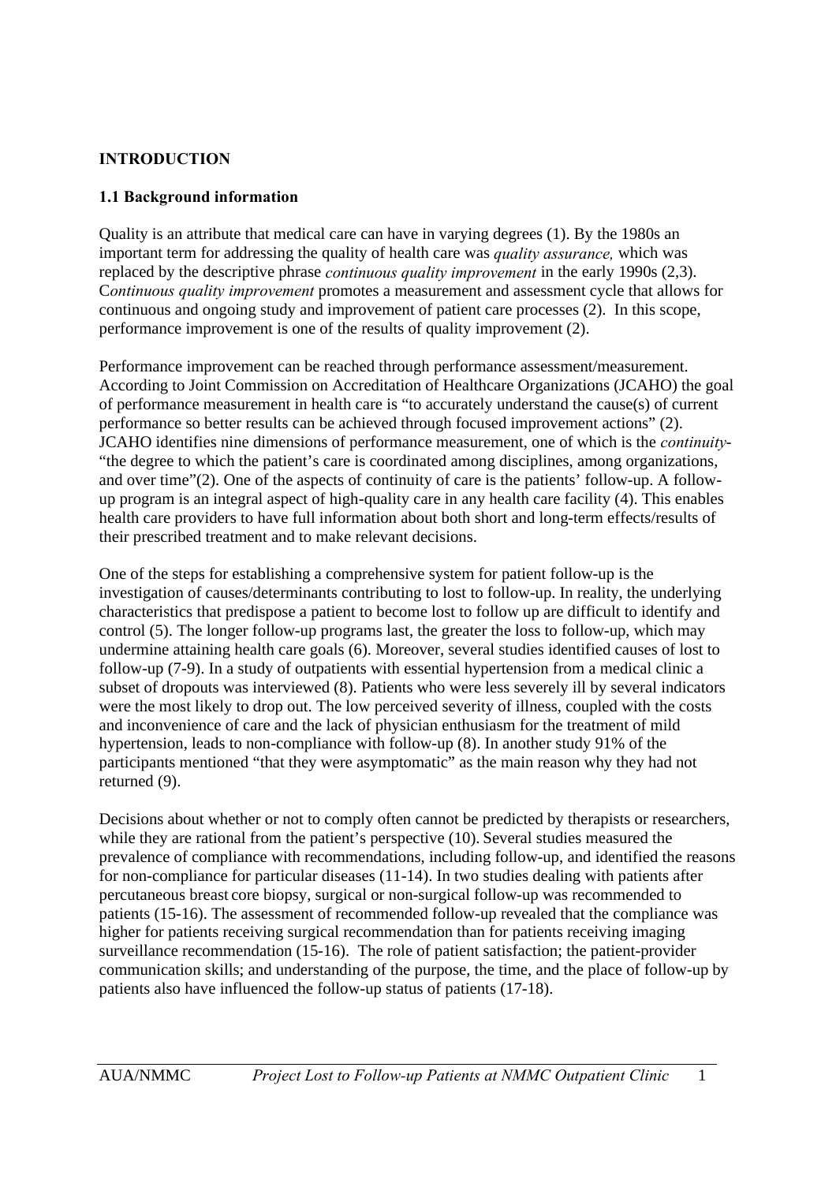# INTRODUCTION

## 1.1 Background information

Quality is an attribute that medical care can have in varying degrees (1). By the 1980s an important term for addressing the quality of health care was *quality assurance,* which was replaced by the descriptive phrase *continuous quality improvement* in the early 1990s (2,3). C*ontinuous quality improvement* promotes a measurement and assessment cycle that allows for continuous and ongoing study and improvement of patient care processes (2). In this scope, performance improvement is one of the results of quality improvement (2).

Performance improvement can be reached through performance assessment/measurement. According to Joint Commission on Accreditation of Healthcare Organizations (JCAHO) the goal of performance measurement in health care is "to accurately understand the cause(s) of current performance so better results can be achieved through focused improvement actions" (2). JCAHO identifies nine dimensions of performance measurement, one of which is the *continuity*- "the degree to which the patient's care is coordinated among disciplines, among organizations, and over time"(2). One of the aspects of continuity of care is the patients' follow-up. A follow-up program is an integral aspect of high-quality care in any health care facility (4). This enables health care providers to have full information about both short and long-term effects/results of their prescribed treatment and to make relevant decisions.

One of the steps for establishing a comprehensive system for patient follow-up is the investigation of causes/determinants contributing to lost to follow-up. In reality, the underlying characteristics that predispose a patient to become lost to follow up are difficult to identify and control (5). The longer follow-up programs last, the greater the loss to follow-up, which may undermine attaining health care goals (6). Moreover, several studies identified causes of lost to follow-up (7-9). In a study of outpatients with essential hypertension from a medical clinic a subset of dropouts was interviewed (8). Patients who were less severely ill by several indicators were the most likely to drop out. The low perceived severity of illness, coupled with the costs and inconvenience of care and the lack of physician enthusiasm for the treatment of mild hypertension, leads to non-compliance with follow-up (8). In another study 91% of the participants mentioned "that they were asymptomatic" as the main reason why they had not returned (9).

Decisions about whether or not to comply often cannot be predicted by therapists or researchers, while they are rational from the patient's perspective (10). Several studies measured the prevalence of compliance with recommendations, including follow-up, and identified the reasons for non-compliance for particular diseases (11-14). In two studies dealing with patients after percutaneous breast core biopsy, surgical or non-surgical follow-up was recommended to patients (15-16). The assessment of recommended follow-up revealed that the compliance was higher for patients receiving surgical recommendation than for patients receiving imaging surveillance recommendation (15-16). The role of patient satisfaction; the patient-provider communication skills; and understanding of the purpose, the time, and the place of follow-up by patients also have influenced the follow-up status of patients (17-18).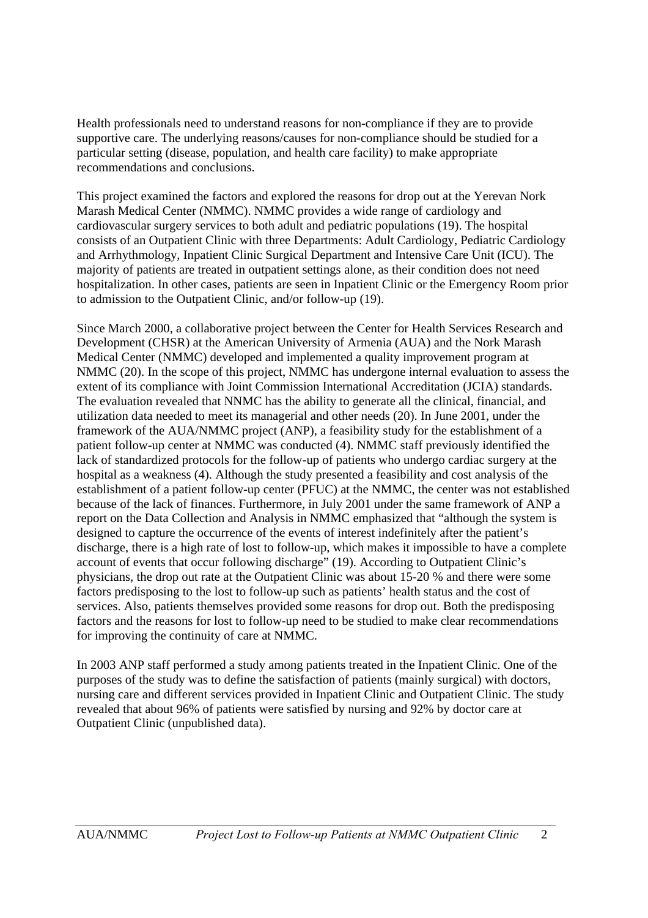Health professionals need to understand reasons for non-compliance if they are to provide supportive care. The underlying reasons/causes for non-compliance should be studied for a particular setting (disease, population, and health care facility) to make appropriate recommendations and conclusions.

This project examined the factors and explored the reasons for drop out at the Yerevan Nork Marash Medical Center (NMMC). NMMC provides a wide range of cardiology and cardiovascular surgery services to both adult and pediatric populations (19). The hospital consists of an Outpatient Clinic with three Departments: Adult Cardiology, Pediatric Cardiology and Arrhythmology, Inpatient Clinic Surgical Department and Intensive Care Unit (ICU). The majority of patients are treated in outpatient settings alone, as their condition does not need hospitalization. In other cases, patients are seen in Inpatient Clinic or the Emergency Room prior to admission to the Outpatient Clinic, and/or follow-up (19).

Since March 2000, a collaborative project between the Center for Health Services Research and Development (CHSR) at the American University of Armenia (AUA) and the Nork Marash Medical Center (NMMC) developed and implemented a quality improvement program at NMMC (20). In the scope of this project, NMMC has undergone internal evaluation to assess the extent of its compliance with Joint Commission International Accreditation (JCIA) standards. The evaluation revealed that NNMC has the ability to generate all the clinical, financial, and utilization data needed to meet its managerial and other needs (20). In June 2001, under the framework of the AUA/NMMC project (ANP), a feasibility study for the establishment of a patient follow-up center at NMMC was conducted (4). NMMC staff previously identified the lack of standardized protocols for the follow-up of patients who undergo cardiac surgery at the hospital as a weakness (4). Although the study presented a feasibility and cost analysis of the establishment of a patient follow-up center (PFUC) at the NMMC, the center was not established because of the lack of finances. Furthermore, in July 2001 under the same framework of ANP a report on the Data Collection and Analysis in NMMC emphasized that “although the system is designed to capture the occurrence of the events of interest indefinitely after the patient’s discharge, there is a high rate of lost to follow-up, which makes it impossible to have a complete account of events that occur following discharge” (19). According to Outpatient Clinic’s physicians, the drop out rate at the Outpatient Clinic was about 15-20 % and there were some factors predisposing to the lost to follow-up such as patients’ health status and the cost of services. Also, patients themselves provided some reasons for drop out. Both the predisposing factors and the reasons for lost to follow-up need to be studied to make clear recommendations for improving the continuity of care at NMMC.

In 2003 ANP staff performed a study among patients treated in the Inpatient Clinic. One of the purposes of the study was to define the satisfaction of patients (mainly surgical) with doctors, nursing care and different services provided in Inpatient Clinic and Outpatient Clinic. The study revealed that about 96% of patients were satisfied by nursing and 92% by doctor care at Outpatient Clinic (unpublished data).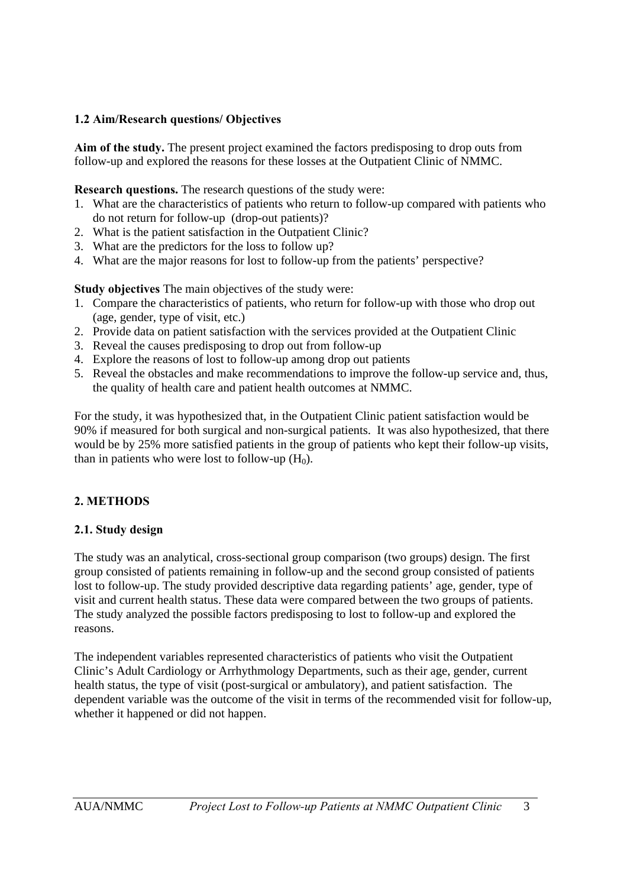### 1.2 Aim/Research questions/ Objectives

**Aim of the study.** The present project examined the factors predisposing to drop outs from follow-up and explored the reasons for these losses at the Outpatient Clinic of NMMC.

**Research questions.** The research questions of the study were:

1. What are the characteristics of patients who return to follow-up compared with patients who do not return for follow-up (drop-out patients)?
2. What is the patient satisfaction in the Outpatient Clinic?
3. What are the predictors for the loss to follow up?
4. What are the major reasons for lost to follow-up from the patients' perspective?

**Study objectives** The main objectives of the study were:

1. Compare the characteristics of patients, who return for follow-up with those who drop out (age, gender, type of visit, etc.)
2. Provide data on patient satisfaction with the services provided at the Outpatient Clinic
3. Reveal the causes predisposing to drop out from follow-up
4. Explore the reasons of lost to follow-up among drop out patients
5. Reveal the obstacles and make recommendations to improve the follow-up service and, thus, the quality of health care and patient health outcomes at NMMC.

For the study, it was hypothesized that, in the Outpatient Clinic patient satisfaction would be 90% if measured for both surgical and non-surgical patients. It was also hypothesized, that there would be by 25% more satisfied patients in the group of patients who kept their follow-up visits, than in patients who were lost to follow-up ($H_0$).

## 2. METHODS

### 2.1. Study design

The study was an analytical, cross-sectional group comparison (two groups) design. The first group consisted of patients remaining in follow-up and the second group consisted of patients lost to follow-up. The study provided descriptive data regarding patients' age, gender, type of visit and current health status. These data were compared between the two groups of patients. The study analyzed the possible factors predisposing to lost to follow-up and explored the reasons.

The independent variables represented characteristics of patients who visit the Outpatient Clinic's Adult Cardiology or Arrhythmology Departments, such as their age, gender, current health status, the type of visit (post-surgical or ambulatory), and patient satisfaction. The dependent variable was the outcome of the visit in terms of the recommended visit for follow-up, whether it happened or did not happen.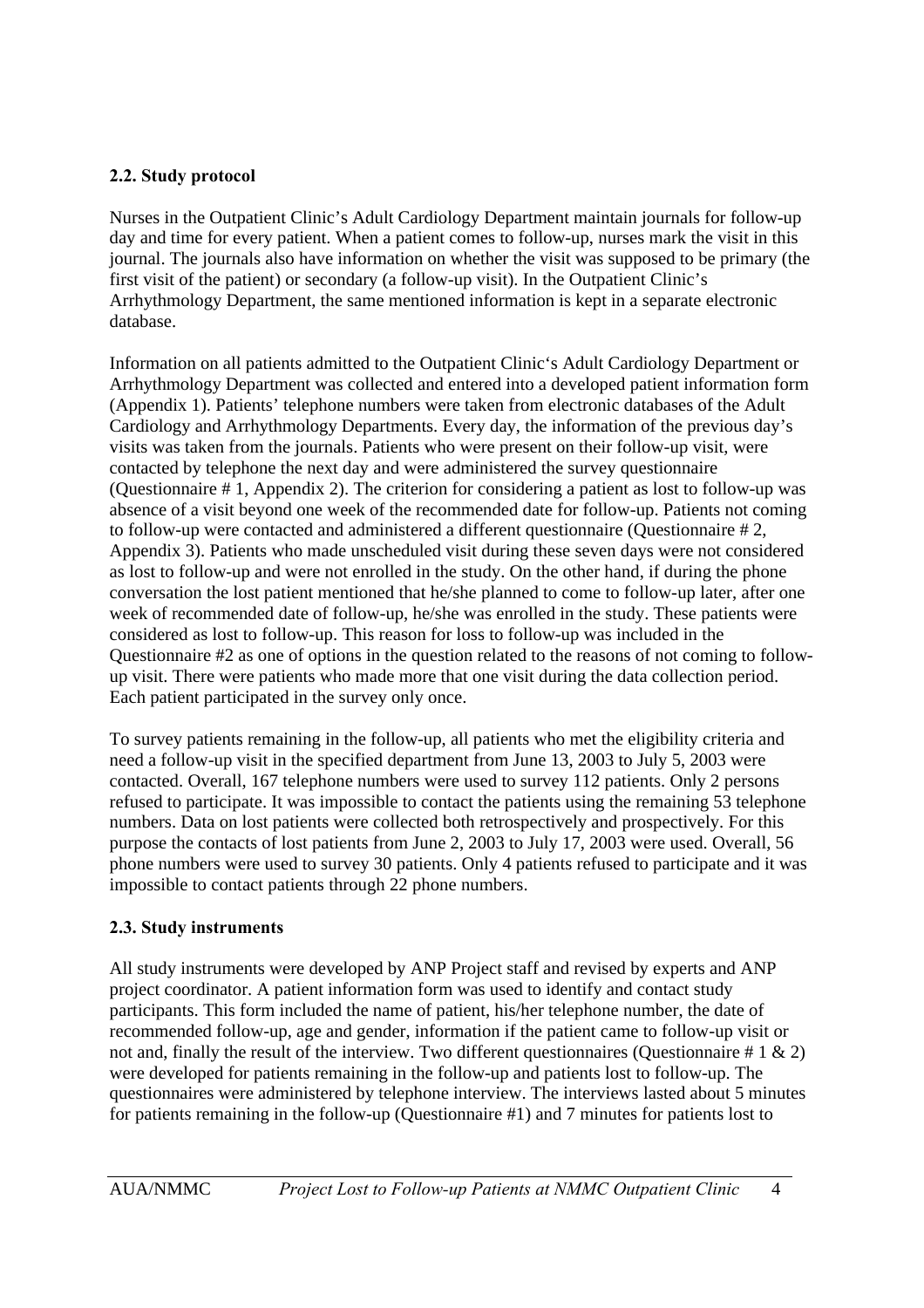### 2.2. Study protocol

Nurses in the Outpatient Clinic's Adult Cardiology Department maintain journals for follow-up day and time for every patient. When a patient comes to follow-up, nurses mark the visit in this journal. The journals also have information on whether the visit was supposed to be primary (the first visit of the patient) or secondary (a follow-up visit). In the Outpatient Clinic's Arrhythmology Department, the same mentioned information is kept in a separate electronic database.

Information on all patients admitted to the Outpatient Clinic's Adult Cardiology Department or Arrhythmology Department was collected and entered into a developed patient information form (Appendix 1). Patients' telephone numbers were taken from electronic databases of the Adult Cardiology and Arrhythmology Departments. Every day, the information of the previous day's visits was taken from the journals. Patients who were present on their follow-up visit, were contacted by telephone the next day and were administered the survey questionnaire (Questionnaire # 1, Appendix 2). The criterion for considering a patient as lost to follow-up was absence of a visit beyond one week of the recommended date for follow-up. Patients not coming to follow-up were contacted and administered a different questionnaire (Questionnaire # 2, Appendix 3). Patients who made unscheduled visit during these seven days were not considered as lost to follow-up and were not enrolled in the study. On the other hand, if during the phone conversation the lost patient mentioned that he/she planned to come to follow-up later, after one week of recommended date of follow-up, he/she was enrolled in the study. These patients were considered as lost to follow-up. This reason for loss to follow-up was included in the Questionnaire #2 as one of options in the question related to the reasons of not coming to follow-up visit. There were patients who made more that one visit during the data collection period. Each patient participated in the survey only once.

To survey patients remaining in the follow-up, all patients who met the eligibility criteria and need a follow-up visit in the specified department from June 13, 2003 to July 5, 2003 were contacted. Overall, 167 telephone numbers were used to survey 112 patients. Only 2 persons refused to participate. It was impossible to contact the patients using the remaining 53 telephone numbers. Data on lost patients were collected both retrospectively and prospectively. For this purpose the contacts of lost patients from June 2, 2003 to July 17, 2003 were used. Overall, 56 phone numbers were used to survey 30 patients. Only 4 patients refused to participate and it was impossible to contact patients through 22 phone numbers.

### 2.3. Study instruments

All study instruments were developed by ANP Project staff and revised by experts and ANP project coordinator. A patient information form was used to identify and contact study participants. This form included the name of patient, his/her telephone number, the date of recommended follow-up, age and gender, information if the patient came to follow-up visit or not and, finally the result of the interview. Two different questionnaires (Questionnaire # 1 & 2) were developed for patients remaining in the follow-up and patients lost to follow-up. The questionnaires were administered by telephone interview. The interviews lasted about 5 minutes for patients remaining in the follow-up (Questionnaire #1) and 7 minutes for patients lost to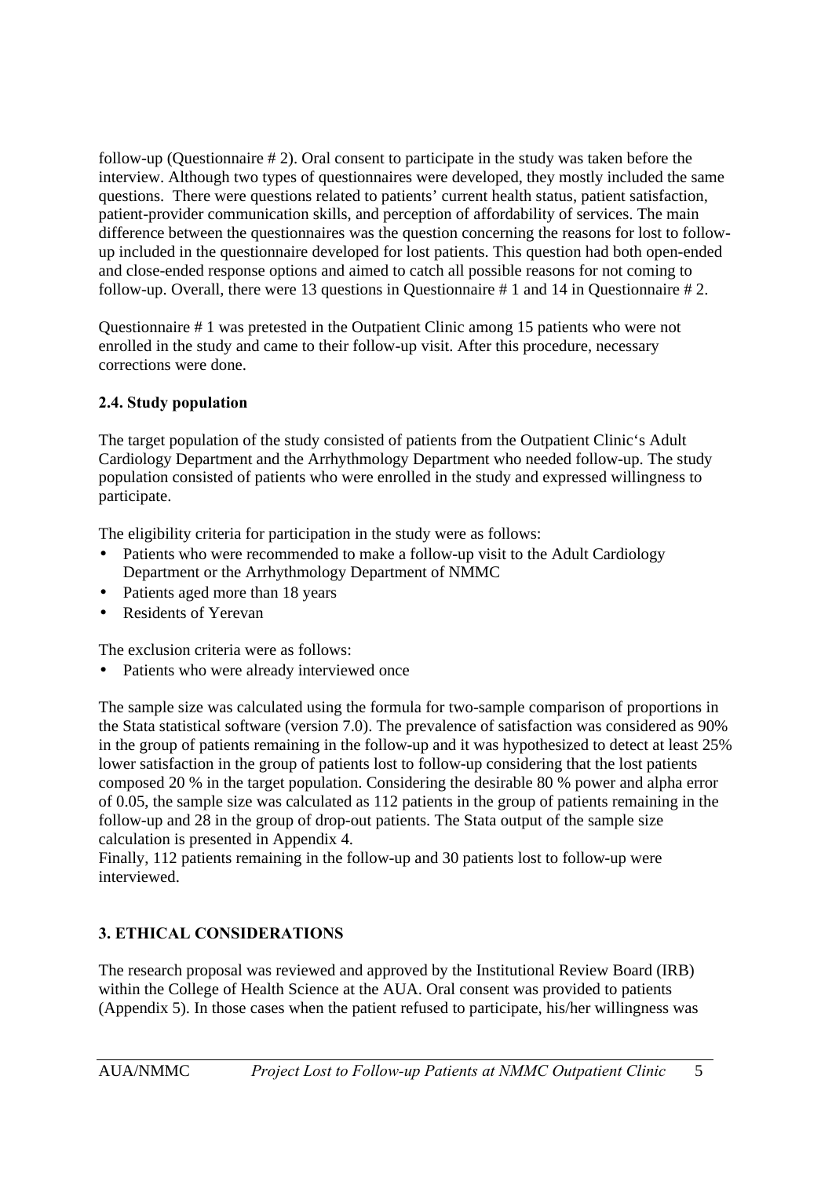follow-up (Questionnaire # 2). Oral consent to participate in the study was taken before the interview. Although two types of questionnaires were developed, they mostly included the same questions. There were questions related to patients' current health status, patient satisfaction, patient-provider communication skills, and perception of affordability of services. The main difference between the questionnaires was the question concerning the reasons for lost to follow-up included in the questionnaire developed for lost patients. This question had both open-ended and close-ended response options and aimed to catch all possible reasons for not coming to follow-up. Overall, there were 13 questions in Questionnaire # 1 and 14 in Questionnaire # 2.

Questionnaire # 1 was pretested in the Outpatient Clinic among 15 patients who were not enrolled in the study and came to their follow-up visit. After this procedure, necessary corrections were done.

### 2.4. Study population

The target population of the study consisted of patients from the Outpatient Clinic's Adult Cardiology Department and the Arrhythmology Department who needed follow-up. The study population consisted of patients who were enrolled in the study and expressed willingness to participate.

The eligibility criteria for participation in the study were as follows:

- Patients who were recommended to make a follow-up visit to the Adult Cardiology Department or the Arrhythmology Department of NMMC
- Patients aged more than 18 years
- Residents of Yerevan

The exclusion criteria were as follows:

- Patients who were already interviewed once

The sample size was calculated using the formula for two-sample comparison of proportions in the Stata statistical software (version 7.0). The prevalence of satisfaction was considered as 90% in the group of patients remaining in the follow-up and it was hypothesized to detect at least 25% lower satisfaction in the group of patients lost to follow-up considering that the lost patients composed 20 % in the target population. Considering the desirable 80 % power and alpha error of 0.05, the sample size was calculated as 112 patients in the group of patients remaining in the follow-up and 28 in the group of drop-out patients. The Stata output of the sample size calculation is presented in Appendix 4.
Finally, 112 patients remaining in the follow-up and 30 patients lost to follow-up were interviewed.

## 3. ETHICAL CONSIDERATIONS

The research proposal was reviewed and approved by the Institutional Review Board (IRB) within the College of Health Science at the AUA. Oral consent was provided to patients (Appendix 5). In those cases when the patient refused to participate, his/her willingness was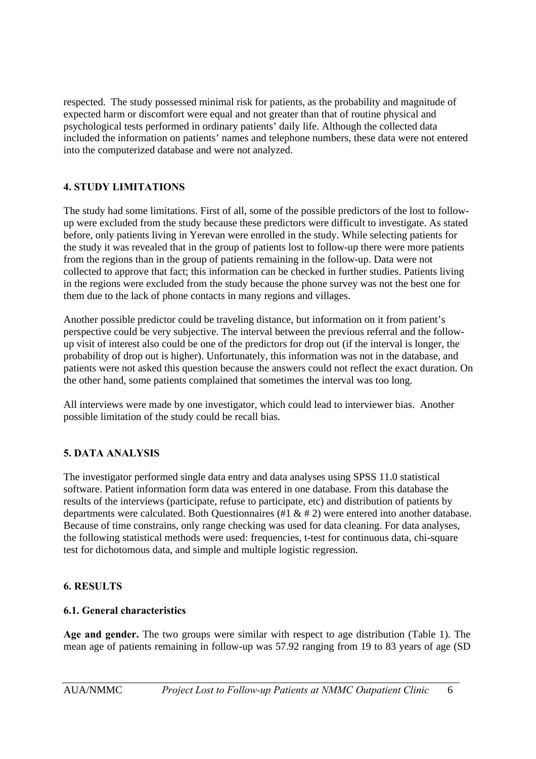respected. The study possessed minimal risk for patients, as the probability and magnitude of expected harm or discomfort were equal and not greater than that of routine physical and psychological tests performed in ordinary patients' daily life. Although the collected data included the information on patients' names and telephone numbers, these data were not entered into the computerized database and were not analyzed.

## 4. STUDY LIMITATIONS

The study had some limitations. First of all, some of the possible predictors of the lost to follow-up were excluded from the study because these predictors were difficult to investigate. As stated before, only patients living in Yerevan were enrolled in the study. While selecting patients for the study it was revealed that in the group of patients lost to follow-up there were more patients from the regions than in the group of patients remaining in the follow-up. Data were not collected to approve that fact; this information can be checked in further studies. Patients living in the regions were excluded from the study because the phone survey was not the best one for them due to the lack of phone contacts in many regions and villages.

Another possible predictor could be traveling distance, but information on it from patient's perspective could be very subjective. The interval between the previous referral and the follow-up visit of interest also could be one of the predictors for drop out (if the interval is longer, the probability of drop out is higher). Unfortunately, this information was not in the database, and patients were not asked this question because the answers could not reflect the exact duration. On the other hand, some patients complained that sometimes the interval was too long.

All interviews were made by one investigator, which could lead to interviewer bias. Another possible limitation of the study could be recall bias.

## 5. DATA ANALYSIS

The investigator performed single data entry and data analyses using SPSS 11.0 statistical software. Patient information form data was entered in one database. From this database the results of the interviews (participate, refuse to participate, etc) and distribution of patients by departments were calculated. Both Questionnaires (#1 & # 2) were entered into another database. Because of time constrains, only range checking was used for data cleaning. For data analyses, the following statistical methods were used: frequencies, t-test for continuous data, chi-square test for dichotomous data, and simple and multiple logistic regression.

## 6. RESULTS

### 6.1. General characteristics

**Age and gender.** The two groups were similar with respect to age distribution (Table 1). The mean age of patients remaining in follow-up was 57.92 ranging from 19 to 83 years of age (SD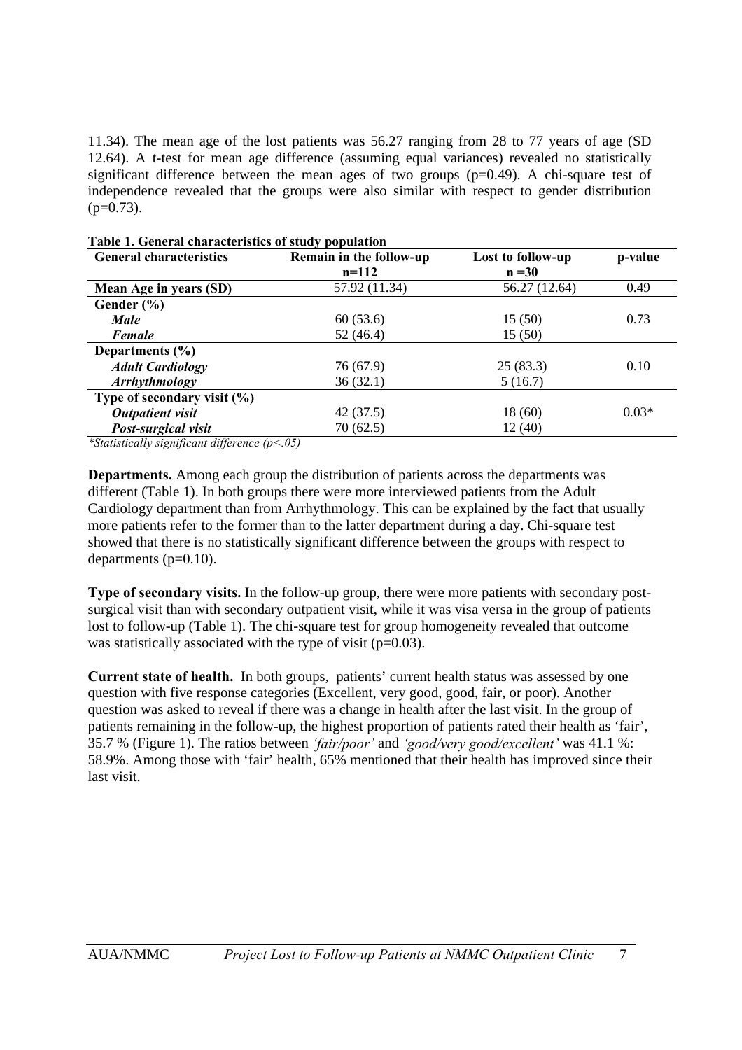11.34). The mean age of the lost patients was 56.27 ranging from 28 to 77 years of age (SD 12.64). A t-test for mean age difference (assuming equal variances) revealed no statistically significant difference between the mean ages of two groups ($p=0.49$). A chi-square test of independence revealed that the groups were also similar with respect to gender distribution ($p=0.73$).

**Table 1. General characteristics of study population**

| General characteristics | Remain in the follow-up n=112 | Lost to follow-up n =30 | p-value |
|---|---|---|---|
| **Mean Age in years (SD)** | 57.92 (11.34) | 56.27 (12.64) | 0.49 |
| **Gender (%)** | | | |
| ***Male*** | 60 (53.6) | 15 (50) | 0.73 |
| ***Female*** | 52 (46.4) | 15 (50) | |
| **Departments (%)** | | | |
| ***Adult Cardiology*** | 76 (67.9) | 25 (83.3) | 0.10 |
| ***Arrhythmology*** | 36 (32.1) | 5 (16.7) | |
| **Type of secondary visit (%)** | | | |
| ***Outpatient visit*** | 42 (37.5) | 18 (60) | 0.03* |
| ***Post-surgical visit*** | 70 (62.5) | 12 (40) | |

*\*Statistically significant difference ($p<.05$)*

**Departments.** Among each group the distribution of patients across the departments was different (Table 1). In both groups there were more interviewed patients from the Adult Cardiology department than from Arrhythmology. This can be explained by the fact that usually more patients refer to the former than to the latter department during a day. Chi-square test showed that there is no statistically significant difference between the groups with respect to departments ($p=0.10$).

**Type of secondary visits.** In the follow-up group, there were more patients with secondary post-surgical visit than with secondary outpatient visit, while it was visa versa in the group of patients lost to follow-up (Table 1). The chi-square test for group homogeneity revealed that outcome was statistically associated with the type of visit ($p=0.03$).

**Current state of health.** In both groups, patients' current health status was assessed by one question with five response categories (Excellent, very good, good, fair, or poor). Another question was asked to reveal if there was a change in health after the last visit. In the group of patients remaining in the follow-up, the highest proportion of patients rated their health as 'fair', 35.7 % (Figure 1). The ratios between *'fair/poor'* and *'good/very good/excellent'* was 41.1 %: 58.9%. Among those with 'fair' health, 65% mentioned that their health has improved since their last visit.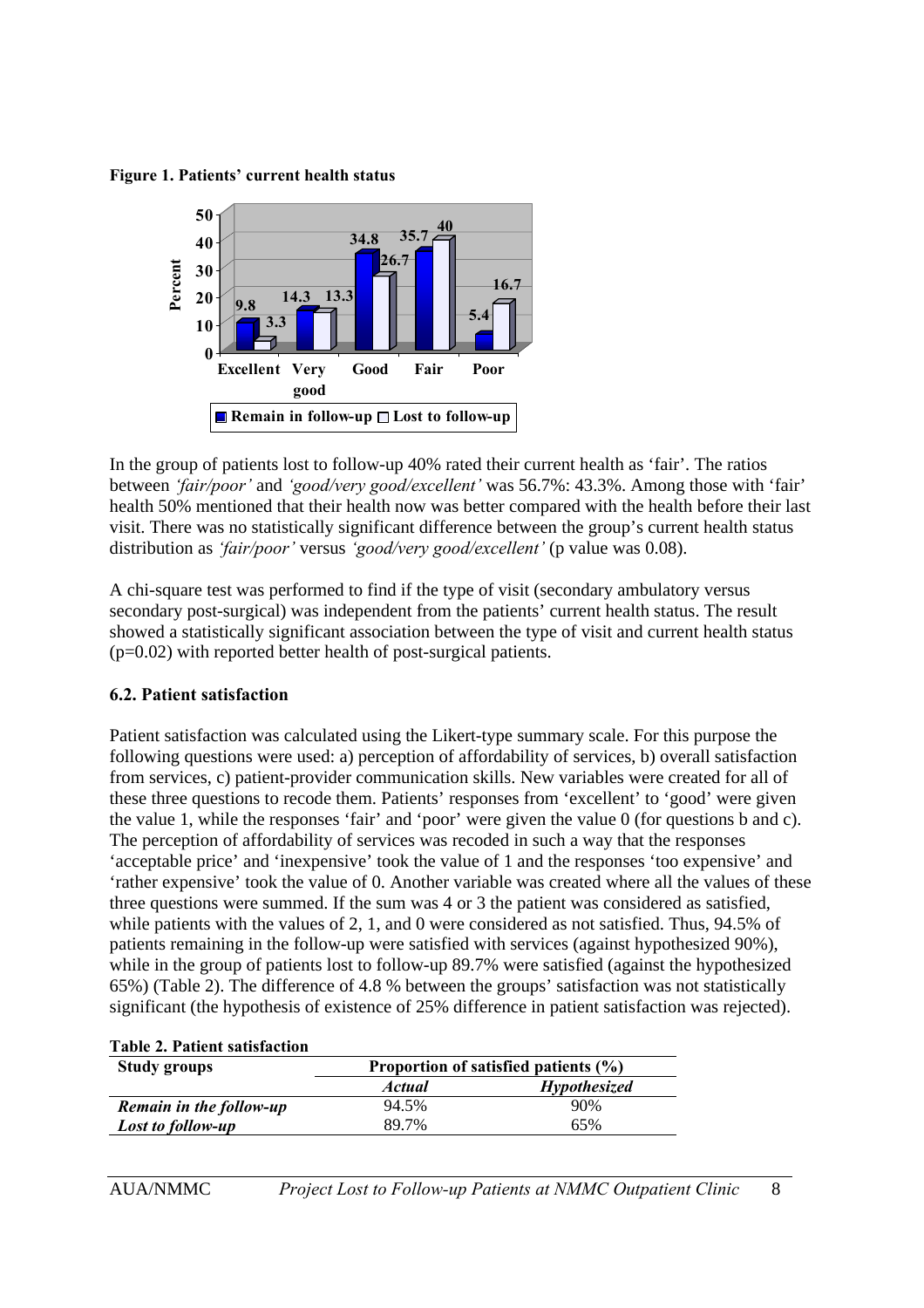**Figure 1. Patients' current health status**

| | Excellent | Very good | Good | Fair | Poor |
|---|---|---|---|---|---|
| Remain in follow-up | 9.8 | 14.3 | 34.8 | 35.7 | 5.4 |
| Lost to follow-up | 3.3 | 13.3 | 26.7 | 40 | 16.7 |

In the group of patients lost to follow-up 40% rated their current health as 'fair'. The ratios between *'fair/poor'* and *'good/very good/excellent'* was 56.7%: 43.3%. Among those with 'fair' health 50% mentioned that their health now was better compared with the health before their last visit. There was no statistically significant difference between the group's current health status distribution as *'fair/poor'* versus *'good/very good/excellent'* (p value was 0.08).

A chi-square test was performed to find if the type of visit (secondary ambulatory versus secondary post-surgical) was independent from the patients' current health status. The result showed a statistically significant association between the type of visit and current health status ($p=0.02$) with reported better health of post-surgical patients.

### 6.2. Patient satisfaction

Patient satisfaction was calculated using the Likert-type summary scale. For this purpose the following questions were used: a) perception of affordability of services, b) overall satisfaction from services, c) patient-provider communication skills. New variables were created for all of these three questions to recode them. Patients' responses from 'excellent' to 'good' were given the value 1, while the responses 'fair' and 'poor' were given the value 0 (for questions b and c). The perception of affordability of services was recoded in such a way that the responses 'acceptable price' and 'inexpensive' took the value of 1 and the responses 'too expensive' and 'rather expensive' took the value of 0. Another variable was created where all the values of these three questions were summed. If the sum was 4 or 3 the patient was considered as satisfied, while patients with the values of 2, 1, and 0 were considered as not satisfied. Thus, 94.5% of patients remaining in the follow-up were satisfied with services (against hypothesized 90%), while in the group of patients lost to follow-up 89.7% were satisfied (against the hypothesized 65%) (Table 2). The difference of 4.8 % between the groups' satisfaction was not statistically significant (the hypothesis of existence of 25% difference in patient satisfaction was rejected).

**Table 2. Patient satisfaction**

| Study groups | Proportion of satisfied patients (%) | |
|---|---|---|
| | *Actual* | *Hypothesized* |
| ***Remain in the follow-up*** | 94.5% | 90% |
| ***Lost to follow-up*** | 89.7% | 65% |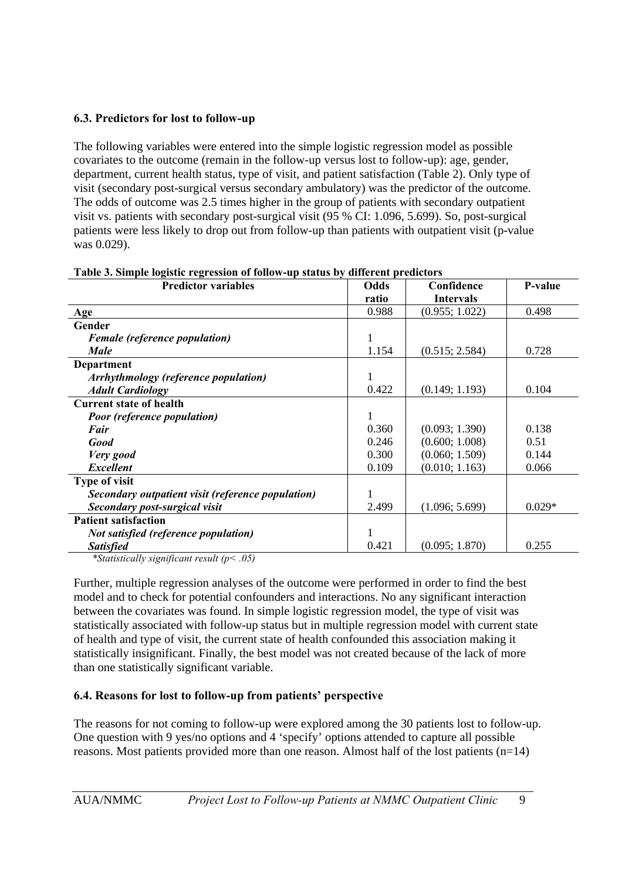### 6.3. Predictors for lost to follow-up

The following variables were entered into the simple logistic regression model as possible covariates to the outcome (remain in the follow-up versus lost to follow-up): age, gender, department, current health status, type of visit, and patient satisfaction (Table 2). Only type of visit (secondary post-surgical versus secondary ambulatory) was the predictor of the outcome. The odds of outcome was 2.5 times higher in the group of patients with secondary outpatient visit vs. patients with secondary post-surgical visit (95 % CI: 1.096, 5.699). So, post-surgical patients were less likely to drop out from follow-up than patients with outpatient visit (p-value was 0.029).

**Table 3. Simple logistic regression of follow-up status by different predictors**

| Predictor variables | Odds ratio | Confidence Intervals | P-value |
|---|---|---|---|
| **Age** | 0.988 | (0.955; 1.022) | 0.498 |
| **Gender** | | | |
| ***Female (reference population)*** | 1 | | |
| ***Male*** | 1.154 | (0.515; 2.584) | 0.728 |
| **Department** | | | |
| ***Arrhythmology (reference population)*** | 1 | | |
| ***Adult Cardiology*** | 0.422 | (0.149; 1.193) | 0.104 |
| **Current state of health** | | | |
| ***Poor (reference population)*** | 1 | | |
| ***Fair*** | 0.360 | (0.093; 1.390) | 0.138 |
| ***Good*** | 0.246 | (0.600; 1.008) | 0.51 |
| ***Very good*** | 0.300 | (0.060; 1.509) | 0.144 |
| ***Excellent*** | 0.109 | (0.010; 1.163) | 0.066 |
| **Type of visit** | | | |
| ***Secondary outpatient visit (reference population)*** | 1 | | |
| ***Secondary post-surgical visit*** | 2.499 | (1.096; 5.699) | 0.029* |
| **Patient satisfaction** | | | |
| ***Not satisfied (reference population)*** | 1 | | |
| ***Satisfied*** | 0.421 | (0.095; 1.870) | 0.255 |

*\*Statistically significant result (p< .05)*

Further, multiple regression analyses of the outcome were performed in order to find the best model and to check for potential confounders and interactions. No any significant interaction between the covariates was found. In simple logistic regression model, the type of visit was statistically associated with follow-up status but in multiple regression model with current state of health and type of visit, the current state of health confounded this association making it statistically insignificant. Finally, the best model was not created because of the lack of more than one statistically significant variable.

### 6.4. Reasons for lost to follow-up from patients' perspective

The reasons for not coming to follow-up were explored among the 30 patients lost to follow-up. One question with 9 yes/no options and 4 'specify' options attended to capture all possible reasons. Most patients provided more than one reason. Almost half of the lost patients (n=14)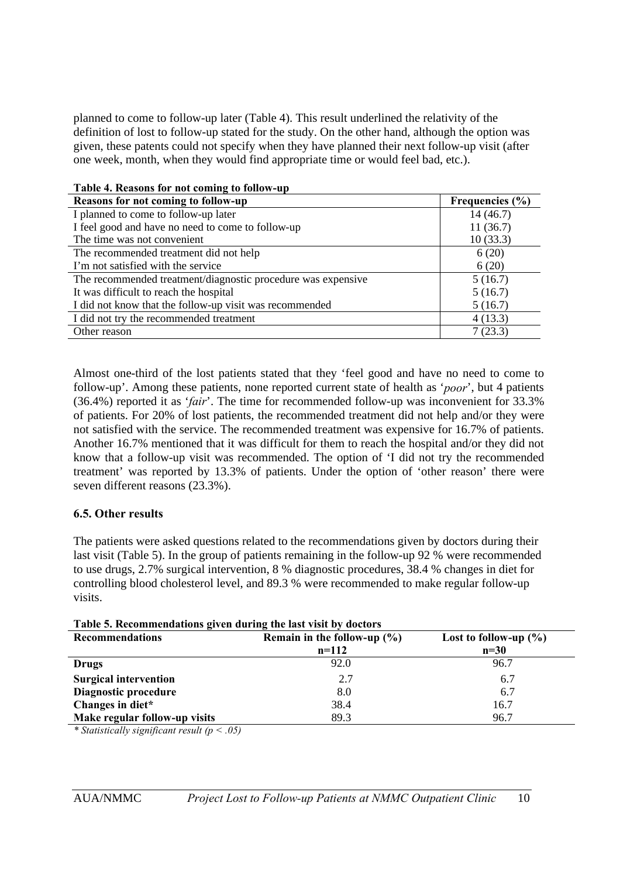planned to come to follow-up later (Table 4). This result underlined the relativity of the definition of lost to follow-up stated for the study. On the other hand, although the option was given, these patents could not specify when they have planned their next follow-up visit (after one week, month, when they would find appropriate time or would feel bad, etc.).

**Table 4. Reasons for not coming to follow-up**

| Reasons for not coming to follow-up | Frequencies (%) |
|---|---|
| I planned to come to follow-up later | 14 (46.7) |
| I feel good and have no need to come to follow-up | 11 (36.7) |
| The time was not convenient | 10 (33.3) |
| The recommended treatment did not help | 6 (20) |
| I'm not satisfied with the service | 6 (20) |
| The recommended treatment/diagnostic procedure was expensive | 5 (16.7) |
| It was difficult to reach the hospital | 5 (16.7) |
| I did not know that the follow-up visit was recommended | 5 (16.7) |
| I did not try the recommended treatment | 4 (13.3) |
| Other reason | 7 (23.3) |

Almost one-third of the lost patients stated that they 'feel good and have no need to come to follow-up'. Among these patients, none reported current state of health as '*poor*', but 4 patients (36.4%) reported it as '*fair*'. The time for recommended follow-up was inconvenient for 33.3% of patients. For 20% of lost patients, the recommended treatment did not help and/or they were not satisfied with the service. The recommended treatment was expensive for 16.7% of patients. Another 16.7% mentioned that it was difficult for them to reach the hospital and/or they did not know that a follow-up visit was recommended. The option of 'I did not try the recommended treatment' was reported by 13.3% of patients. Under the option of 'other reason' there were seven different reasons (23.3%).

### 6.5. Other results

The patients were asked questions related to the recommendations given by doctors during their last visit (Table 5). In the group of patients remaining in the follow-up 92 % were recommended to use drugs, 2.7% surgical intervention, 8 % diagnostic procedures, 38.4 % changes in diet for controlling blood cholesterol level, and 89.3 % were recommended to make regular follow-up visits.

**Table 5. Recommendations given during the last visit by doctors**

| Recommendations | Remain in the follow-up (%) n=112 | Lost to follow-up (%) n=30 |
|---|---|---|
| **Drugs** | 92.0 | 96.7 |
| **Surgical intervention** | 2.7 | 6.7 |
| **Diagnostic procedure** | 8.0 | 6.7 |
| **Changes in diet*** | 38.4 | 16.7 |
| **Make regular follow-up visits** | 89.3 | 96.7 |

*\* Statistically significant result ($p < .05$)*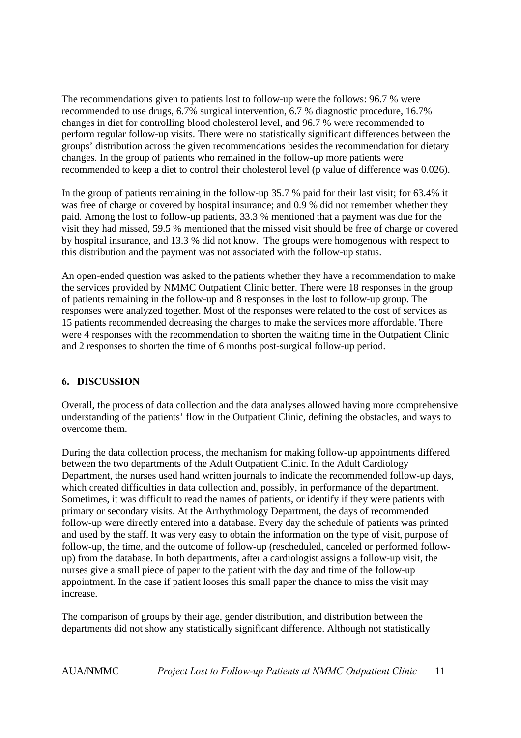The recommendations given to patients lost to follow-up were the follows: 96.7 % were recommended to use drugs, 6.7% surgical intervention, 6.7 % diagnostic procedure, 16.7% changes in diet for controlling blood cholesterol level, and 96.7 % were recommended to perform regular follow-up visits. There were no statistically significant differences between the groups' distribution across the given recommendations besides the recommendation for dietary changes. In the group of patients who remained in the follow-up more patients were recommended to keep a diet to control their cholesterol level (p value of difference was 0.026).

In the group of patients remaining in the follow-up 35.7 % paid for their last visit; for 63.4% it was free of charge or covered by hospital insurance; and 0.9 % did not remember whether they paid. Among the lost to follow-up patients, 33.3 % mentioned that a payment was due for the visit they had missed, 59.5 % mentioned that the missed visit should be free of charge or covered by hospital insurance, and 13.3 % did not know. The groups were homogenous with respect to this distribution and the payment was not associated with the follow-up status.

An open-ended question was asked to the patients whether they have a recommendation to make the services provided by NMMC Outpatient Clinic better. There were 18 responses in the group of patients remaining in the follow-up and 8 responses in the lost to follow-up group. The responses were analyzed together. Most of the responses were related to the cost of services as 15 patients recommended decreasing the charges to make the services more affordable. There were 4 responses with the recommendation to shorten the waiting time in the Outpatient Clinic and 2 responses to shorten the time of 6 months post-surgical follow-up period.

## 6. DISCUSSION

Overall, the process of data collection and the data analyses allowed having more comprehensive understanding of the patients' flow in the Outpatient Clinic, defining the obstacles, and ways to overcome them.

During the data collection process, the mechanism for making follow-up appointments differed between the two departments of the Adult Outpatient Clinic. In the Adult Cardiology Department, the nurses used hand written journals to indicate the recommended follow-up days, which created difficulties in data collection and, possibly, in performance of the department. Sometimes, it was difficult to read the names of patients, or identify if they were patients with primary or secondary visits. At the Arrhythmology Department, the days of recommended follow-up were directly entered into a database. Every day the schedule of patients was printed and used by the staff. It was very easy to obtain the information on the type of visit, purpose of follow-up, the time, and the outcome of follow-up (rescheduled, canceled or performed follow-up) from the database. In both departments, after a cardiologist assigns a follow-up visit, the nurses give a small piece of paper to the patient with the day and time of the follow-up appointment. In the case if patient looses this small paper the chance to miss the visit may increase.

The comparison of groups by their age, gender distribution, and distribution between the departments did not show any statistically significant difference. Although not statistically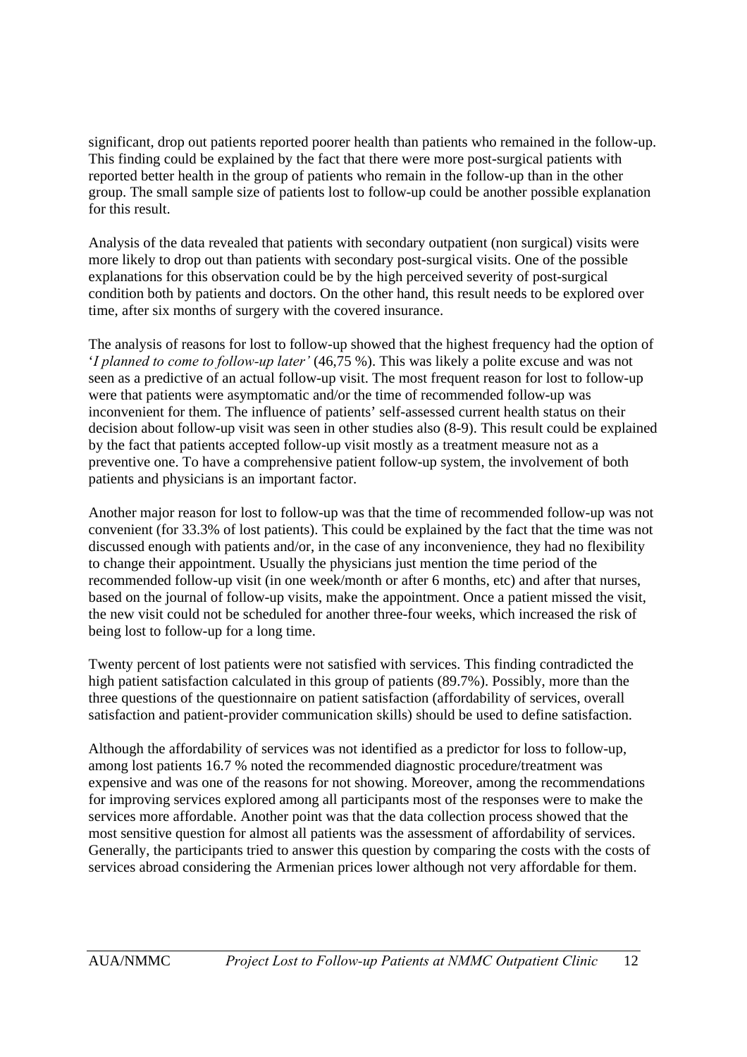significant, drop out patients reported poorer health than patients who remained in the follow-up. This finding could be explained by the fact that there were more post-surgical patients with reported better health in the group of patients who remain in the follow-up than in the other group. The small sample size of patients lost to follow-up could be another possible explanation for this result.

Analysis of the data revealed that patients with secondary outpatient (non surgical) visits were more likely to drop out than patients with secondary post-surgical visits. One of the possible explanations for this observation could be by the high perceived severity of post-surgical condition both by patients and doctors. On the other hand, this result needs to be explored over time, after six months of surgery with the covered insurance.

The analysis of reasons for lost to follow-up showed that the highest frequency had the option of '*I planned to come to follow-up later'* (46,75 %). This was likely a polite excuse and was not seen as a predictive of an actual follow-up visit. The most frequent reason for lost to follow-up were that patients were asymptomatic and/or the time of recommended follow-up was inconvenient for them. The influence of patients' self-assessed current health status on their decision about follow-up visit was seen in other studies also (8-9). This result could be explained by the fact that patients accepted follow-up visit mostly as a treatment measure not as a preventive one. To have a comprehensive patient follow-up system, the involvement of both patients and physicians is an important factor.

Another major reason for lost to follow-up was that the time of recommended follow-up was not convenient (for 33.3% of lost patients). This could be explained by the fact that the time was not discussed enough with patients and/or, in the case of any inconvenience, they had no flexibility to change their appointment. Usually the physicians just mention the time period of the recommended follow-up visit (in one week/month or after 6 months, etc) and after that nurses, based on the journal of follow-up visits, make the appointment. Once a patient missed the visit, the new visit could not be scheduled for another three-four weeks, which increased the risk of being lost to follow-up for a long time.

Twenty percent of lost patients were not satisfied with services. This finding contradicted the high patient satisfaction calculated in this group of patients (89.7%). Possibly, more than the three questions of the questionnaire on patient satisfaction (affordability of services, overall satisfaction and patient-provider communication skills) should be used to define satisfaction.

Although the affordability of services was not identified as a predictor for loss to follow-up, among lost patients 16.7 % noted the recommended diagnostic procedure/treatment was expensive and was one of the reasons for not showing. Moreover, among the recommendations for improving services explored among all participants most of the responses were to make the services more affordable. Another point was that the data collection process showed that the most sensitive question for almost all patients was the assessment of affordability of services. Generally, the participants tried to answer this question by comparing the costs with the costs of services abroad considering the Armenian prices lower although not very affordable for them.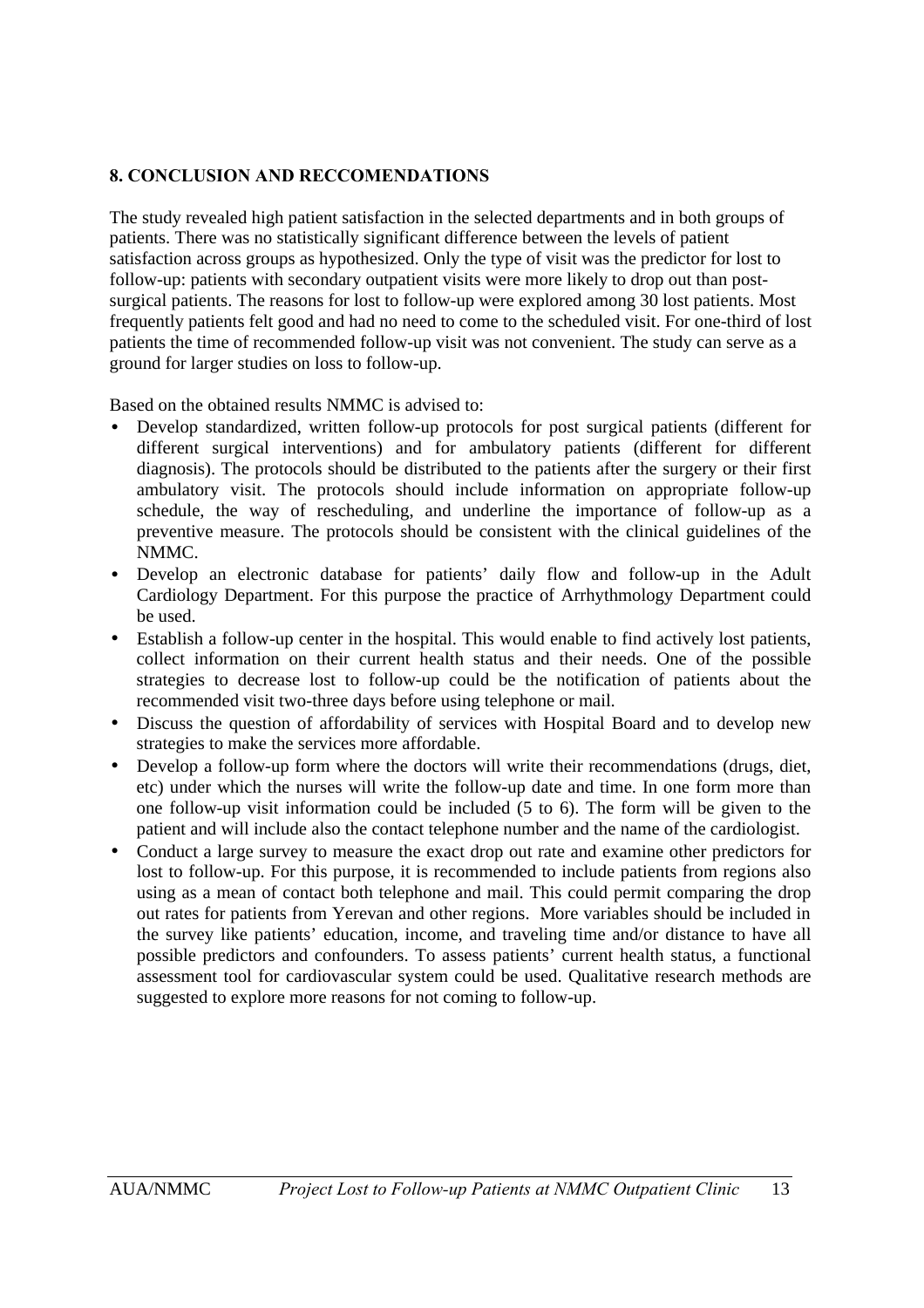## 8. CONCLUSION AND RECCOMENDATIONS

The study revealed high patient satisfaction in the selected departments and in both groups of patients. There was no statistically significant difference between the levels of patient satisfaction across groups as hypothesized. Only the type of visit was the predictor for lost to follow-up: patients with secondary outpatient visits were more likely to drop out than post-surgical patients. The reasons for lost to follow-up were explored among 30 lost patients. Most frequently patients felt good and had no need to come to the scheduled visit. For one-third of lost patients the time of recommended follow-up visit was not convenient. The study can serve as a ground for larger studies on loss to follow-up.

Based on the obtained results NMMC is advised to:

- Develop standardized, written follow-up protocols for post surgical patients (different for different surgical interventions) and for ambulatory patients (different for different diagnosis). The protocols should be distributed to the patients after the surgery or their first ambulatory visit. The protocols should include information on appropriate follow-up schedule, the way of rescheduling, and underline the importance of follow-up as a preventive measure. The protocols should be consistent with the clinical guidelines of the NMMC.
- Develop an electronic database for patients' daily flow and follow-up in the Adult Cardiology Department. For this purpose the practice of Arrhythmology Department could be used.
- Establish a follow-up center in the hospital. This would enable to find actively lost patients, collect information on their current health status and their needs. One of the possible strategies to decrease lost to follow-up could be the notification of patients about the recommended visit two-three days before using telephone or mail.
- Discuss the question of affordability of services with Hospital Board and to develop new strategies to make the services more affordable.
- Develop a follow-up form where the doctors will write their recommendations (drugs, diet, etc) under which the nurses will write the follow-up date and time. In one form more than one follow-up visit information could be included (5 to 6). The form will be given to the patient and will include also the contact telephone number and the name of the cardiologist.
- Conduct a large survey to measure the exact drop out rate and examine other predictors for lost to follow-up. For this purpose, it is recommended to include patients from regions also using as a mean of contact both telephone and mail. This could permit comparing the drop out rates for patients from Yerevan and other regions. More variables should be included in the survey like patients' education, income, and traveling time and/or distance to have all possible predictors and confounders. To assess patients' current health status, a functional assessment tool for cardiovascular system could be used. Qualitative research methods are suggested to explore more reasons for not coming to follow-up.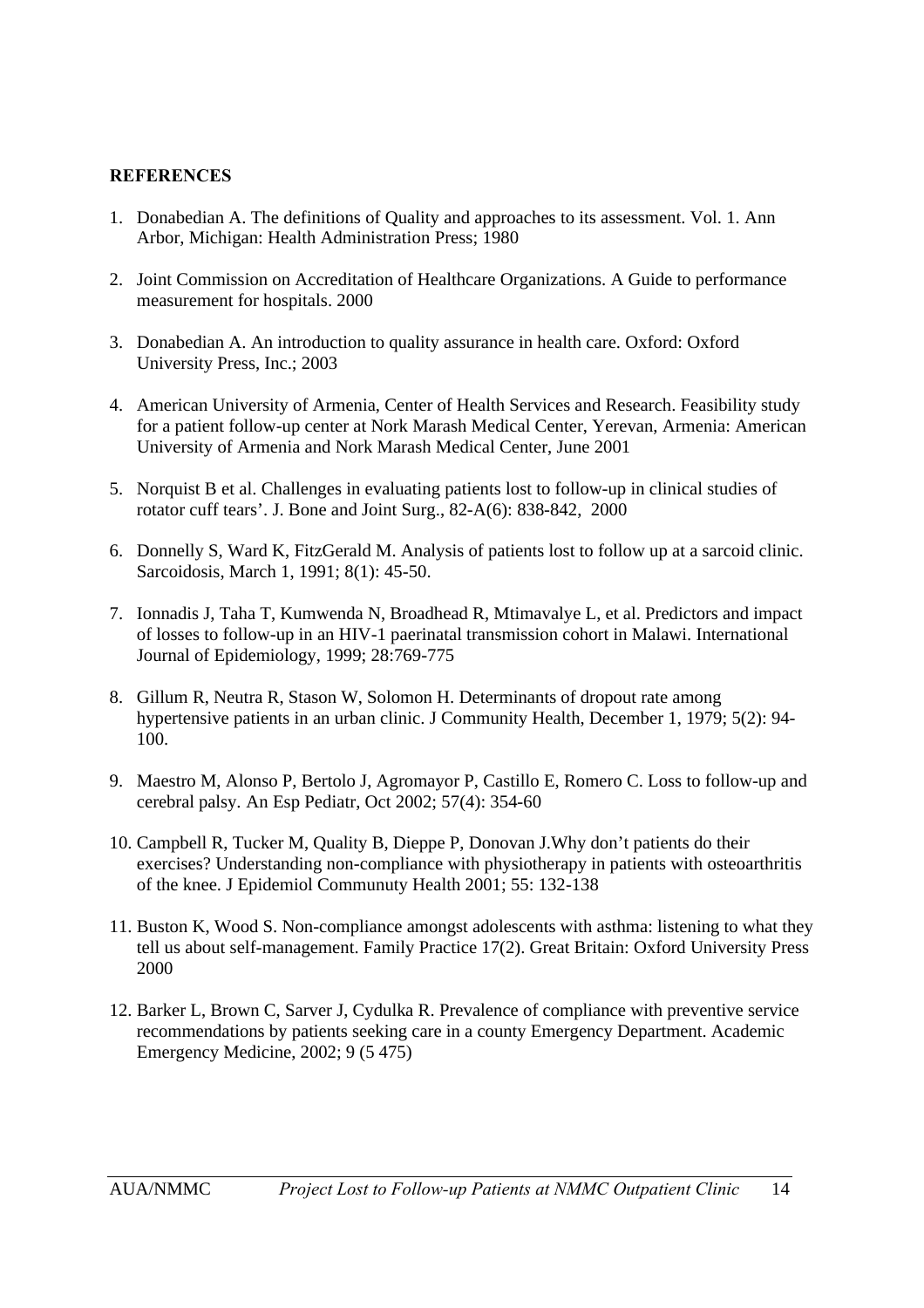## REFERENCES

1. Donabedian A. The definitions of Quality and approaches to its assessment. Vol. 1. Ann Arbor, Michigan: Health Administration Press; 1980

2. Joint Commission on Accreditation of Healthcare Organizations. A Guide to performance measurement for hospitals. 2000

3. Donabedian A. An introduction to quality assurance in health care. Oxford: Oxford University Press, Inc.; 2003

4. American University of Armenia, Center of Health Services and Research. Feasibility study for a patient follow-up center at Nork Marash Medical Center, Yerevan, Armenia: American University of Armenia and Nork Marash Medical Center, June 2001

5. Norquist B et al. Challenges in evaluating patients lost to follow-up in clinical studies of rotator cuff tears'. J. Bone and Joint Surg., 82-A(6): 838-842, 2000

6. Donnelly S, Ward K, FitzGerald M. Analysis of patients lost to follow up at a sarcoid clinic. Sarcoidosis, March 1, 1991; 8(1): 45-50.

7. Ionnadis J, Taha T, Kumwenda N, Broadhead R, Mtimavalye L, et al. Predictors and impact of losses to follow-up in an HIV-1 paerinatal transmission cohort in Malawi. International Journal of Epidemiology, 1999; 28:769-775

8. Gillum R, Neutra R, Stason W, Solomon H. Determinants of dropout rate among hypertensive patients in an urban clinic. J Community Health, December 1, 1979; 5(2): 94-100.

9. Maestro M, Alonso P, Bertolo J, Agromayor P, Castillo E, Romero C. Loss to follow-up and cerebral palsy. An Esp Pediatr, Oct 2002; 57(4): 354-60

10. Campbell R, Tucker M, Quality B, Dieppe P, Donovan J.Why don't patients do their exercises? Understanding non-compliance with physiotherapy in patients with osteoarthritis of the knee. J Epidemiol Communuty Health 2001; 55: 132-138

11. Buston K, Wood S. Non-compliance amongst adolescents with asthma: listening to what they tell us about self-management. Family Practice 17(2). Great Britain: Oxford University Press 2000

12. Barker L, Brown C, Sarver J, Cydulka R. Prevalence of compliance with preventive service recommendations by patients seeking care in a county Emergency Department. Academic Emergency Medicine, 2002; 9 (5 475)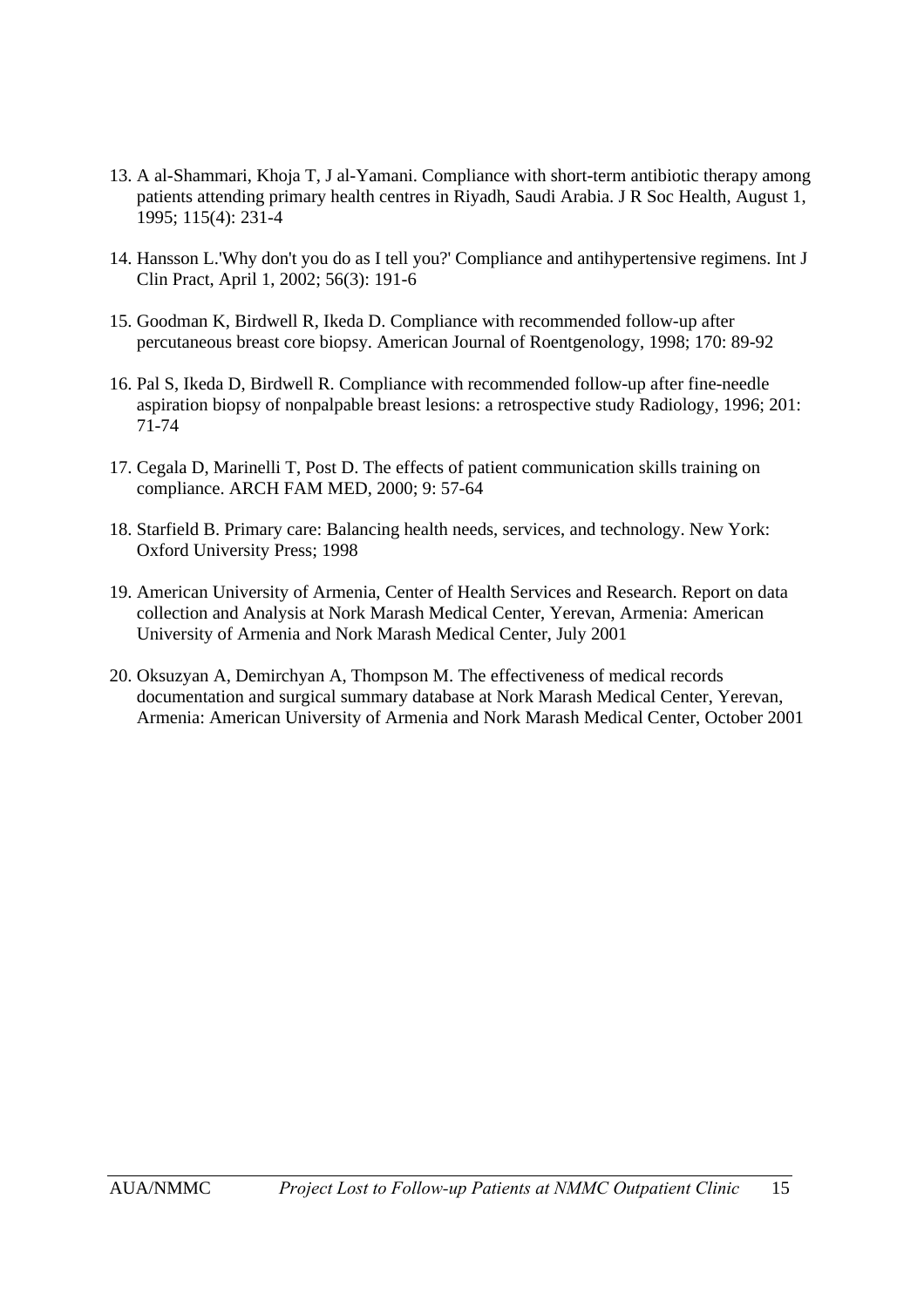13. A al-Shammari, Khoja T, J al-Yamani. Compliance with short-term antibiotic therapy among patients attending primary health centres in Riyadh, Saudi Arabia. J R Soc Health, August 1, 1995; 115(4): 231-4

14. Hansson L.'Why don't you do as I tell you?' Compliance and antihypertensive regimens. Int J Clin Pract, April 1, 2002; 56(3): 191-6

15. Goodman K, Birdwell R, Ikeda D. Compliance with recommended follow-up after percutaneous breast core biopsy. American Journal of Roentgenology, 1998; 170: 89-92

16. Pal S, Ikeda D, Birdwell R. Compliance with recommended follow-up after fine-needle aspiration biopsy of nonpalpable breast lesions: a retrospective study Radiology, 1996; 201: 71-74

17. Cegala D, Marinelli T, Post D. The effects of patient communication skills training on compliance. ARCH FAM MED, 2000; 9: 57-64

18. Starfield B. Primary care: Balancing health needs, services, and technology. New York: Oxford University Press; 1998

19. American University of Armenia, Center of Health Services and Research. Report on data collection and Analysis at Nork Marash Medical Center, Yerevan, Armenia: American University of Armenia and Nork Marash Medical Center, July 2001

20. Oksuzyan A, Demirchyan A, Thompson M. The effectiveness of medical records documentation and surgical summary database at Nork Marash Medical Center, Yerevan, Armenia: American University of Armenia and Nork Marash Medical Center, October 2001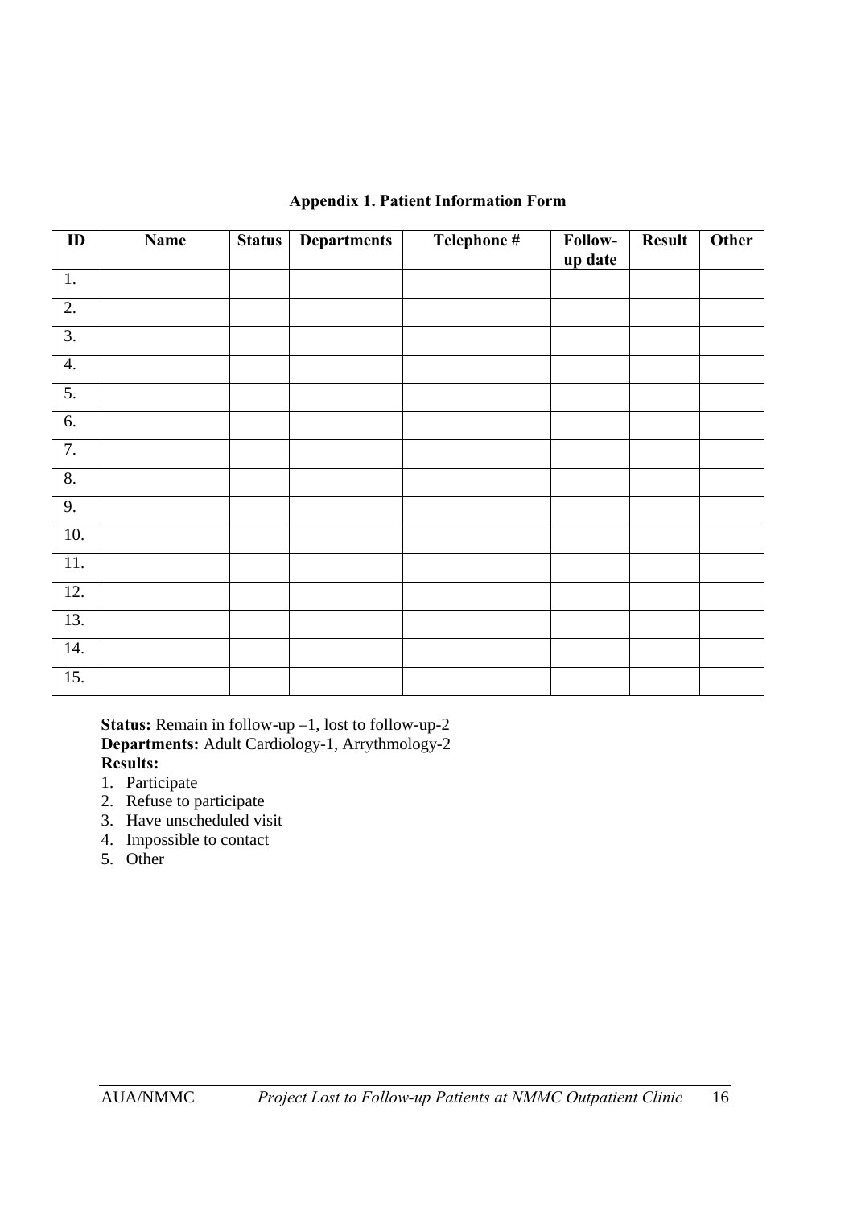## Appendix 1. Patient Information Form

| ID | Name | Status | Departments | Telephone # | Follow-up date | Result | Other |
|---|---|---|---|---|---|---|---|
| 1. | | | | | | | |
| 2. | | | | | | | |
| 3. | | | | | | | |
| 4. | | | | | | | |
| 5. | | | | | | | |
| 6. | | | | | | | |
| 7. | | | | | | | |
| 8. | | | | | | | |
| 9. | | | | | | | |
| 10. | | | | | | | |
| 11. | | | | | | | |
| 12. | | | | | | | |
| 13. | | | | | | | |
| 14. | | | | | | | |
| 15. | | | | | | | |

**Status:** Remain in follow-up –1, lost to follow-up-2
**Departments:** Adult Cardiology-1, Arrythmology-2
**Results:**

1. Participate
2. Refuse to participate
3. Have unscheduled visit
4. Impossible to contact
5. Other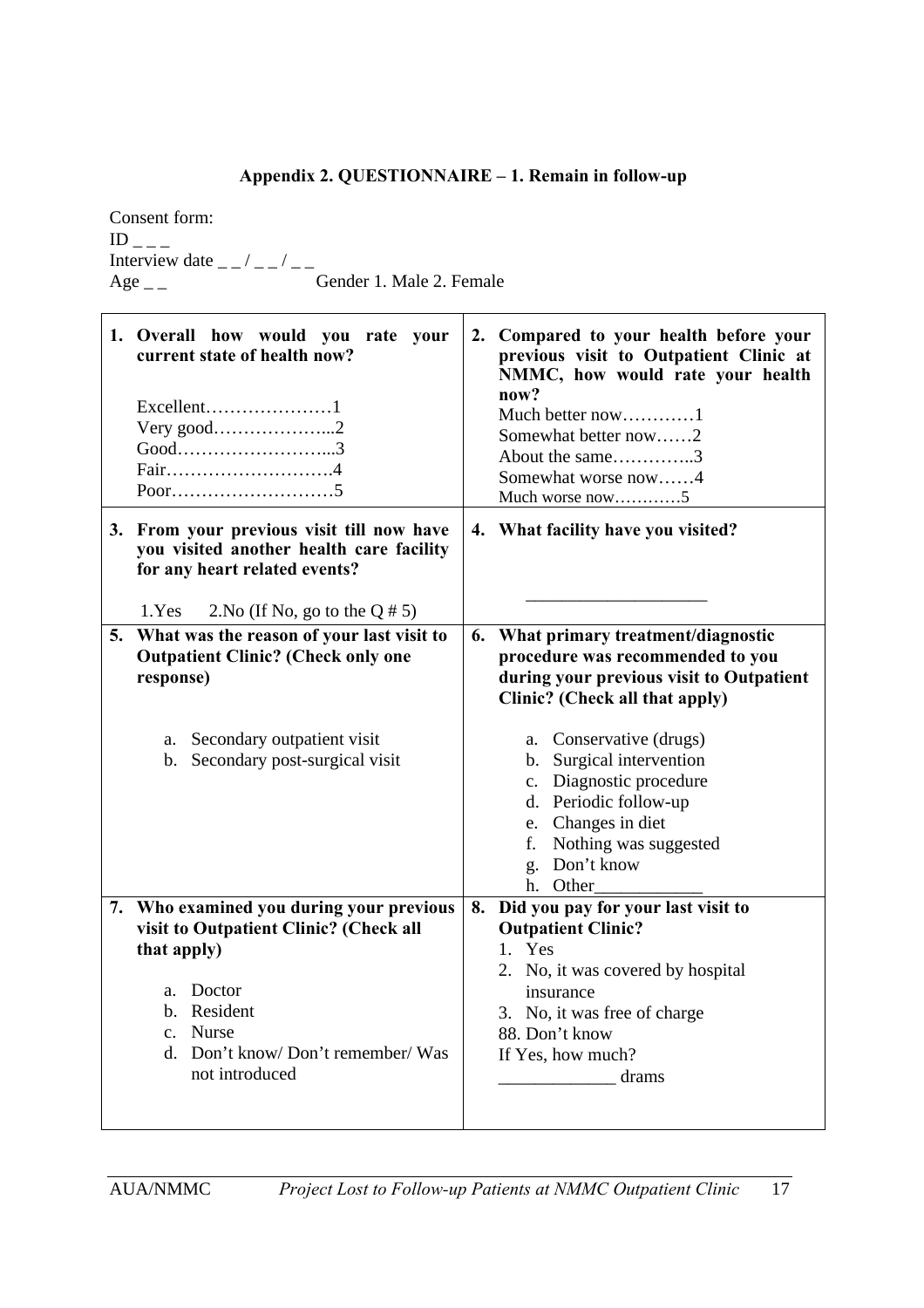**Appendix 2. QUESTIONNAIRE – 1. Remain in follow-up**

Consent form:
ID _ _ _
Interview date _ _ / _ _ / _ _
Age _ _ Gender 1. Male 2. Female

**1. Overall how would you rate your current state of health now?**

Excellent…………………1
Very good………………...2
Good……………………...3
Fair……………………….4
Poor………………………5

**2. Compared to your health before your previous visit to Outpatient Clinic at NMMC, how would rate your health now?**

Much better now…………1
Somewhat better now……2
About the same…………..3
Somewhat worse now……4
Much worse now…………5

**3. From your previous visit till now have you visited another health care facility for any heart related events?**

1.Yes 2.No (If No, go to the Q # 5)

**4. What facility have you visited?**

____________________

**5. What was the reason of your last visit to Outpatient Clinic? (Check only one response)**

a. Secondary outpatient visit
b. Secondary post-surgical visit

**6. What primary treatment/diagnostic procedure was recommended to you during your previous visit to Outpatient Clinic? (Check all that apply)**

a. Conservative (drugs)
b. Surgical intervention
c. Diagnostic procedure
d. Periodic follow-up
e. Changes in diet
f. Nothing was suggested
g. Don't know
h. Other____________

**7. Who examined you during your previous visit to Outpatient Clinic? (Check all that apply)**

a. Doctor
b. Resident
c. Nurse
d. Don't know/ Don't remember/ Was not introduced

**8. Did you pay for your last visit to Outpatient Clinic?**

1. Yes
2. No, it was covered by hospital insurance
3. No, it was free of charge

88. Don't know

If Yes, how much?
_____________ drams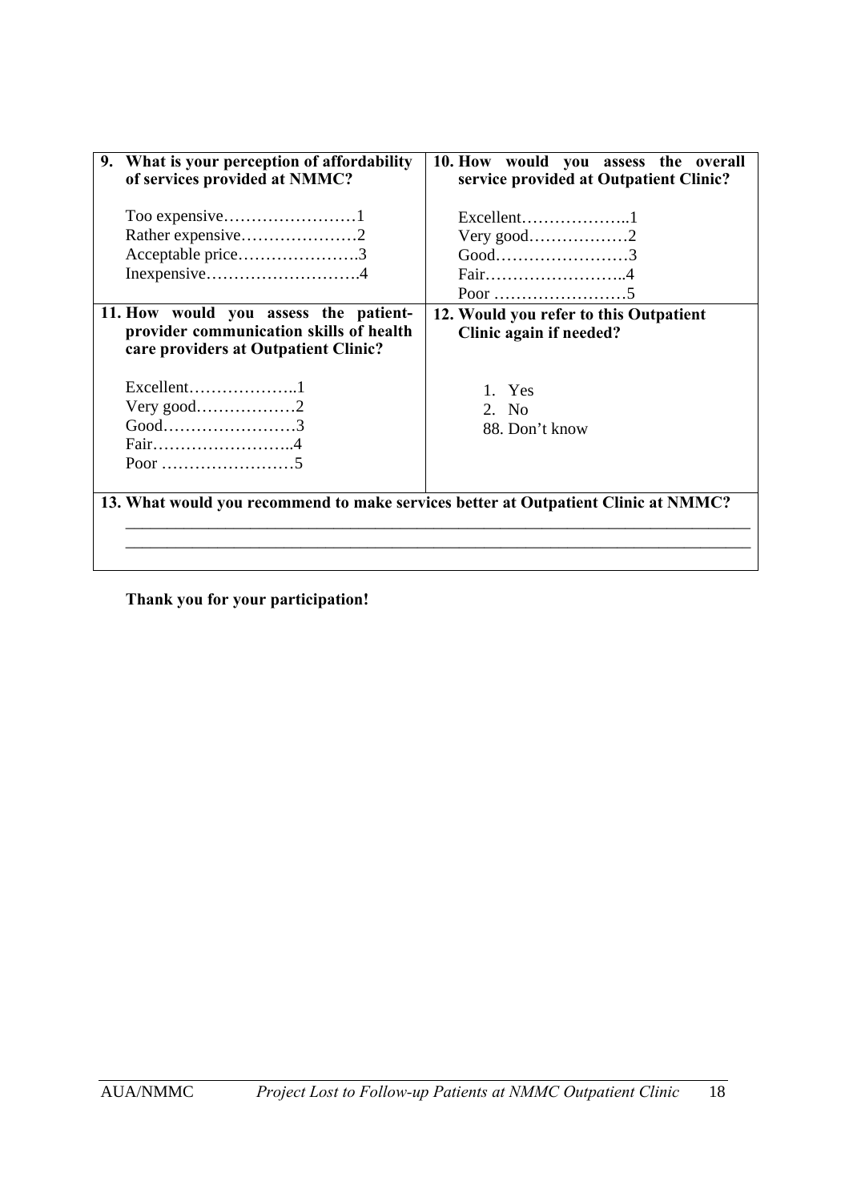**9. What is your perception of affordability of services provided at NMMC?**

Too expensive……………………1
Rather expensive…………………2
Acceptable price………………….3
Inexpensive……………………….4

**10. How would you assess the overall service provided at Outpatient Clinic?**

Excellent………………..1
Very good………………2
Good……………………3
Fair……………………..4
Poor ……………………5

**11. How would you assess the patient-provider communication skills of health care providers at Outpatient Clinic?**

Excellent………………..1
Very good………………2
Good……………………3
Fair……………………..4
Poor ……………………5

**12. Would you refer to this Outpatient Clinic again if needed?**

1. Yes
2. No

88. Don't know

**13. What would you recommend to make services better at Outpatient Clinic at NMMC?**

\_\_\_\_\_\_\_\_\_\_\_\_\_\_\_\_\_\_\_\_\_\_\_\_\_\_\_\_\_\_\_\_\_\_\_\_\_\_\_\_\_\_\_\_\_\_\_\_\_\_\_\_\_\_\_\_\_\_\_\_\_\_\_\_\_\_\_\_\_\_\_\_
\_\_\_\_\_\_\_\_\_\_\_\_\_\_\_\_\_\_\_\_\_\_\_\_\_\_\_\_\_\_\_\_\_\_\_\_\_\_\_\_\_\_\_\_\_\_\_\_\_\_\_\_\_\_\_\_\_\_\_\_\_\_\_\_\_\_\_\_\_\_\_\_

**Thank you for your participation!**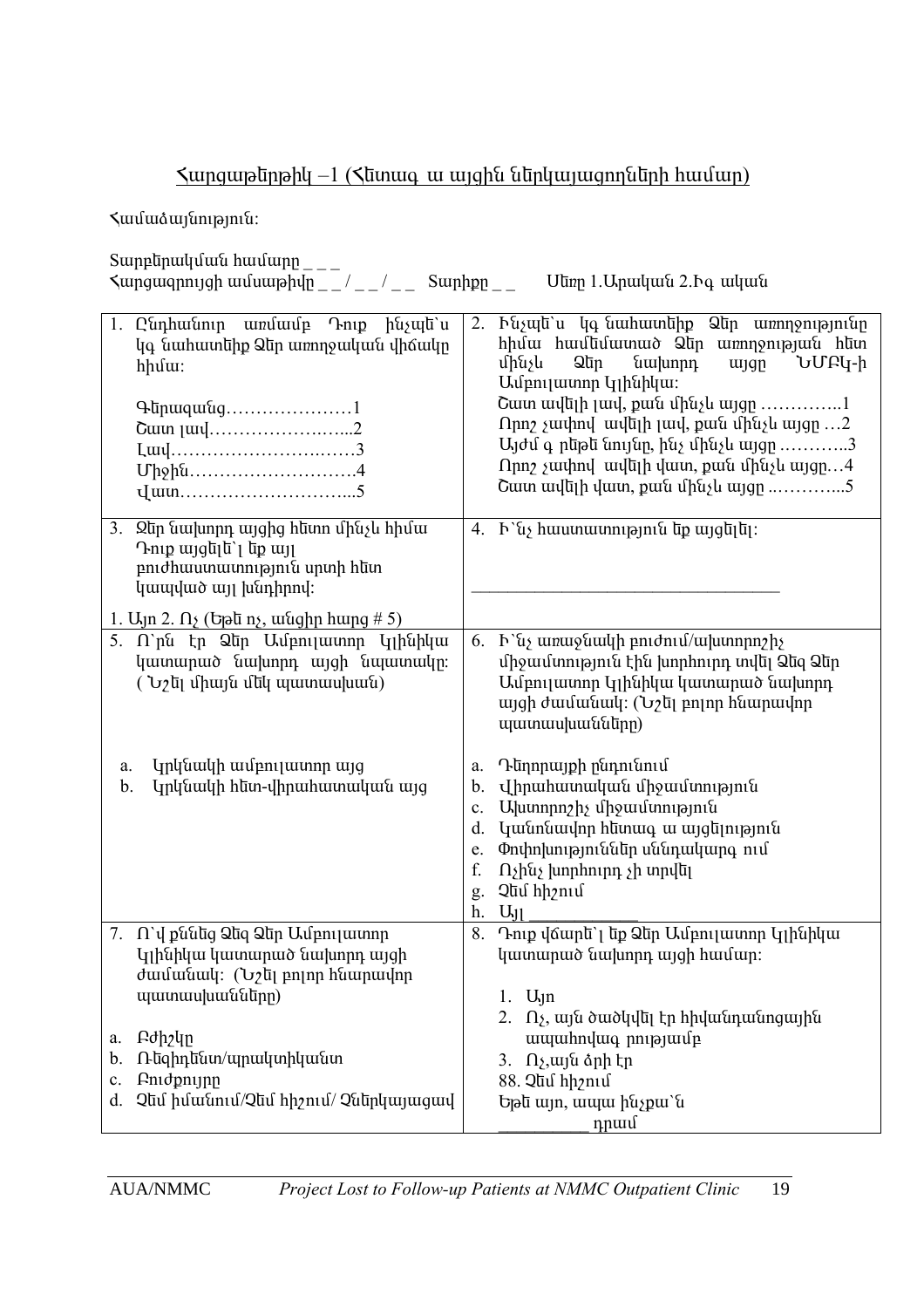Հարցաթերթիկ –1 (Հետագա այցին ներկայացողների համար)

Համաձայնություն:

Տարբերակման համարը _ _ _

Հարցազրույցի ամսաթիվը _ _ / _ _ / _ _   Տարիքը _ _   Սեռը 1.Արական 2.Իգական

| | |
|---|---|
| 1. Ընդհանուր առմամբ Դուք ինչպե՞ս կգնահատեիք Ձեր առողջական վիճակը հիմա:<br><br>Գերազանց…………………1<br>Շատ լավ…………………...2<br>Լավ…………………….……3<br>Միջին……………………….4<br>Վատ………………………...5 | 2. Ինչպե՞ս կգնահատեիք Ձեր առողջությունը հիմա համեմատած Ձեր առողջության հետ մինչև Ձեր նախորդ այցը ՆՄԲԿ-ի Ամբուլատոր կլինիկա:<br>Շատ ավելի լավ, քան մինչև այցը …………..1<br>Որոշ չափով ավելի լավ, քան մինչև այցը …2<br>Այժմ գրեթե նույնը, ինչ մինչև այցը ………..3<br>Որոշ չափով ավելի վատ, քան մինչև այցը…4<br>Շատ ավելի վատ, քան մինչև այցը ..………...5 |
| 3. Ձեր նախորդ այցից հետո մինչև հիմա Դուք այցելե՞լ եք այլ բուժհաստատություն սրտի հետ կապված այլ խնդիրով:<br><br>1. Այո 2. Ոչ (Եթե ոչ, անցիր հարց # 5) | 4. Ի՞նչ հաստատություն եք այցելել:<br><br>___________________________________ |
| 5. Ո՞րն էր Ձեր Ամբուլատոր Կլինիկա կատարած նախորդ այցի նպատակը: ( Նշել միայն մեկ պատասխան)<br><br>a. Կրկնակի ամբուլատոր այց<br>b. Կրկնակի հետ-վիրահատական այց | 6. Ի՞նչ առաջնակի բուժում/ախտորոշիչ միջամտություն էին խորհուրդ տվել Ձեզ Ձեր Ամբուլատոր Կլինիկա կատարած նախորդ այցի ժամանակ: (Նշել բոլոր հնարավոր պատասխանները)<br><br>a. Դեղորայքի ընդունում<br>b. Վիրահատական միջամտություն<br>c. Ախտորոշիչ միջամտություն<br>d. Կանոնավոր հետագա այցելություն<br>e. Փոփոխություններ սննդակարգում<br>f. Ոչինչ խորհուրդ չի տրվել<br>g. Չեմ հիշում<br>h. Այլ ____________ |
| 7. Ո՞վ քննեց Ձեզ Ձեր Ամբուլատոր Կլինիկա կատարած նախորդ այցի ժամանակ: (Նշել բոլոր հնարավոր պատասխանները)<br><br>a. Բժիշկը<br>b. Ռեզիդենտ/պրակտիկանտ<br>c. Բուժքույրը<br>d. Չեմ իմանում/Չեմ հիշում/ Չներկայացավ | 8. Դուք վճարե՞լ եք Ձեր Ամբուլատոր Կլինիկա կատարած նախորդ այցի համար:<br><br>1. Այո<br>2. Ոչ, այն ծածկվել էր հիվանդանոցային ապահովագրությամբ<br>3. Ոչ,այն ձրի էր<br>88. Չեմ հիշում<br>Եթե այո, ապա ինչքա՞ն<br>__________ դրամ |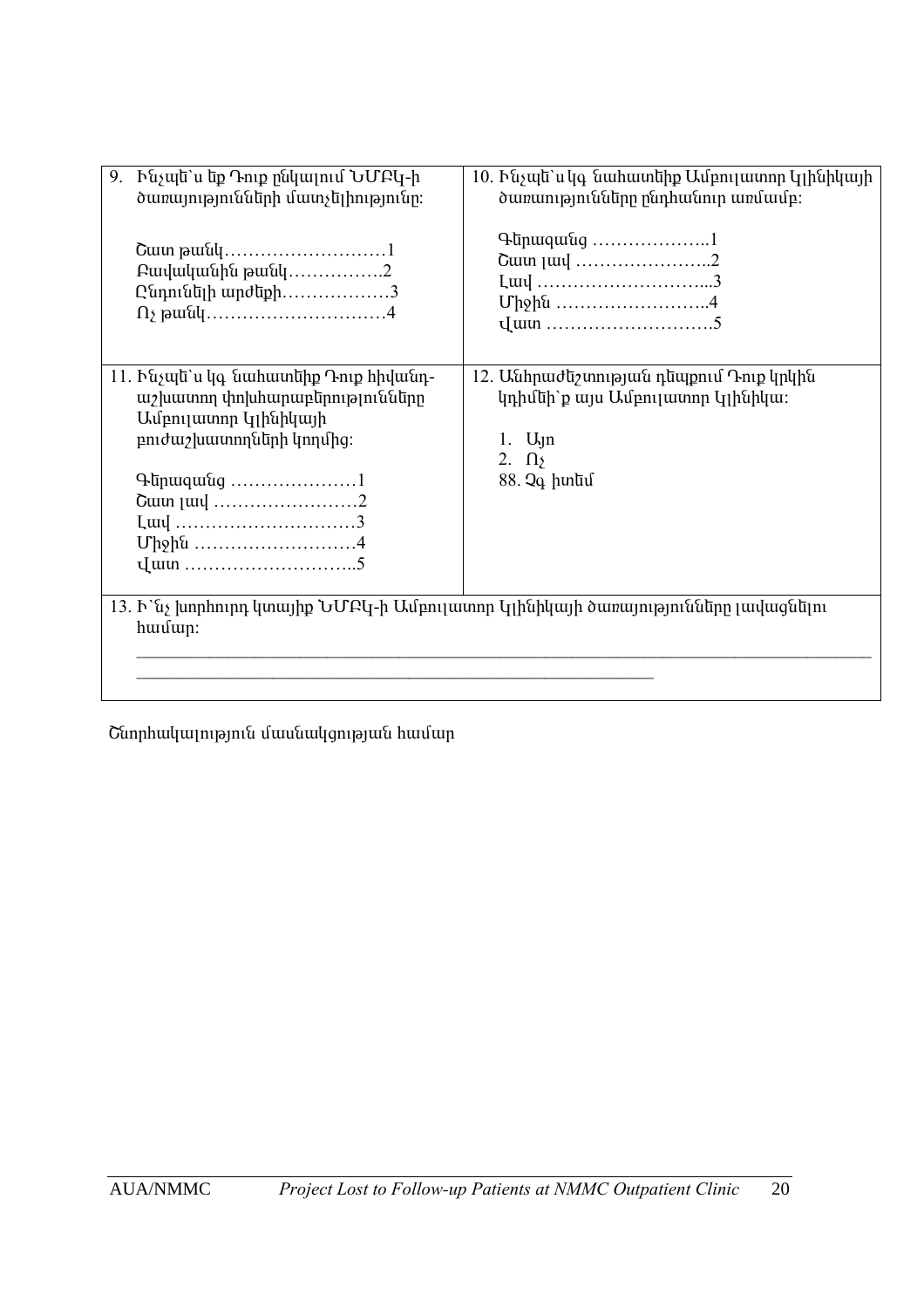| 9. Ինչպե՞ս եք Դուք ընկալում ՆՄԲԿ-ի ծառայությունների մատչելիությունը: <br><br> Շատ թանկ……………………….1 <br> Բավականին թանկ…………….2 <br> Ընդունելի արժեքի………………3 <br> Ոչ թանկ…………………………4 | 10. Ինչպե՞ս կգնահատեիք Ամբուլատոր կլինիկայի ծառայությունները ընդհանուր առմամբ: <br><br> Գերազանց ………………..1 <br> Շատ լավ …………………..2 <br> Լավ ………………………...3 <br> Միջին ……………………..4 <br> Վատ ……………………….5 |
| --- | --- |
| 11. Ինչպե՞ս կգնահատեիք Դուք հիվանդ-աշխատող փոխհարաբերությունները Ամբուլատոր կլինիկայի բուժաշխատողների կողմից: <br><br> Գերազանց …………………1 <br> Շատ լավ ……………………2 <br> Լավ …………………………3 <br> Միջին ………………………4 <br> Վատ ………………………..5 | 12. Անհրաժեշտության դեպքում Դուք կրկին կդիմե՞ք այս Ամբուլատոր կլինիկա: <br><br> 1. Այո <br> 2. Ոչ <br> 88. Չգիտեմ |
| 13. Ի՞նչ խորհուրդ կտայիք ՆՄԲԿ-ի Ամբուլատոր կլինիկայի ծառայությունները լավացնելու համար: <br> ________________________________________________________________________________ <br> __________________________________________________________ | |

Շնորհակալություն մասնակցության համար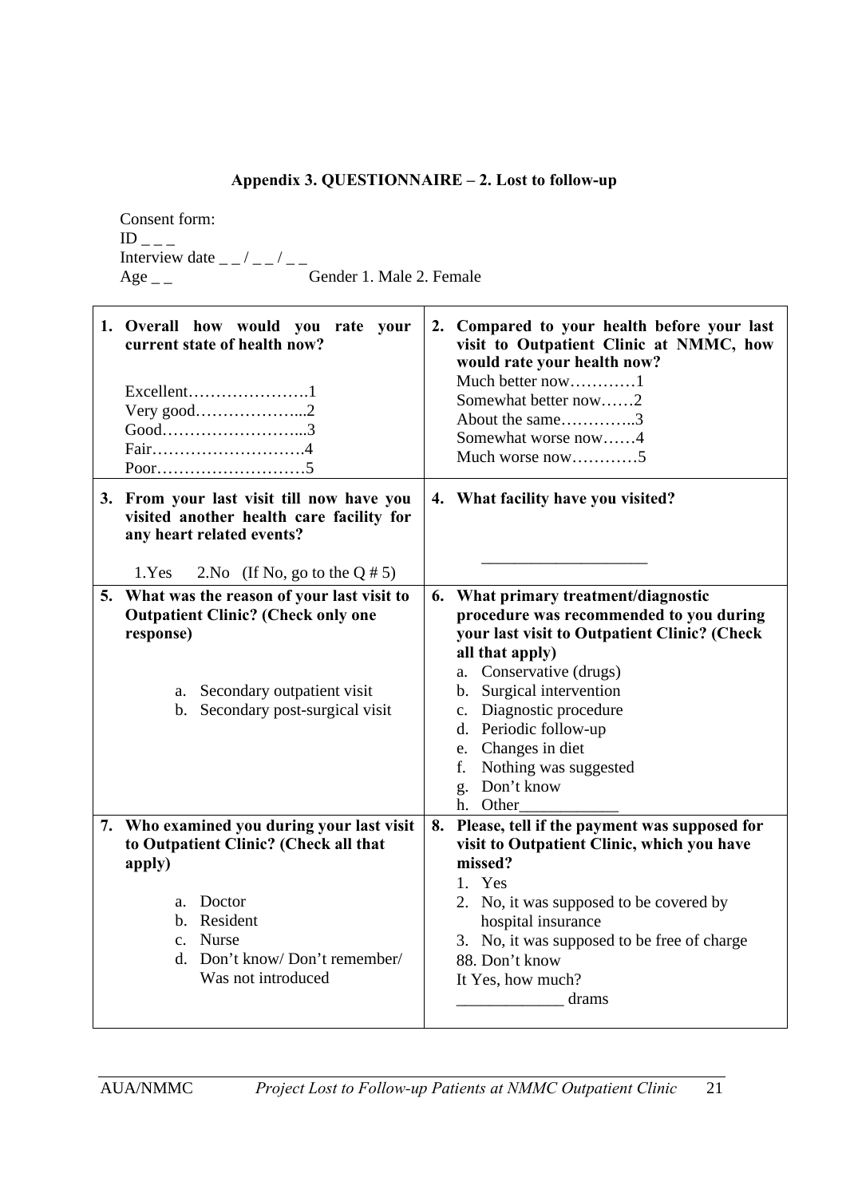### Appendix 3. QUESTIONNAIRE – 2. Lost to follow-up

Consent form:
ID _ _ _
Interview date _ _ / _ _ / _ _
Age _ _ Gender 1. Male 2. Female

| | |
|---|---|
| **1. Overall how would you rate your current state of health now?**<br><br>Excellent………………….1<br>Very good………………...2<br>Good……………………...3<br>Fair……………………….4<br>Poor………………………5 | **2. Compared to your health before your last visit to Outpatient Clinic at NMMC, how would rate your health now?**<br>Much better now…………1<br>Somewhat better now……2<br>About the same…………..3<br>Somewhat worse now……4<br>Much worse now…………5 |
| **3. From your last visit till now have you visited another health care facility for any heart related events?**<br><br>1.Yes 2.No (If No, go to the Q # 5) | **4. What facility have you visited?**<br><br>____________________ |
| **5. What was the reason of your last visit to Outpatient Clinic? (Check only one response)**<br><br>a. Secondary outpatient visit<br>b. Secondary post-surgical visit | **6. What primary treatment/diagnostic procedure was recommended to you during your last visit to Outpatient Clinic? (Check all that apply)**<br>a. Conservative (drugs)<br>b. Surgical intervention<br>c. Diagnostic procedure<br>d. Periodic follow-up<br>e. Changes in diet<br>f. Nothing was suggested<br>g. Don't know<br>h. Other____________ |
| **7. Who examined you during your last visit to Outpatient Clinic? (Check all that apply)**<br><br>a. Doctor<br>b. Resident<br>c. Nurse<br>d. Don't know/ Don't remember/ Was not introduced | **8. Please, tell if the payment was supposed for visit to Outpatient Clinic, which you have missed?**<br>1. Yes<br>2. No, it was supposed to be covered by hospital insurance<br>3. No, it was supposed to be free of charge<br>88. Don't know<br>It Yes, how much?<br>_____________ drams |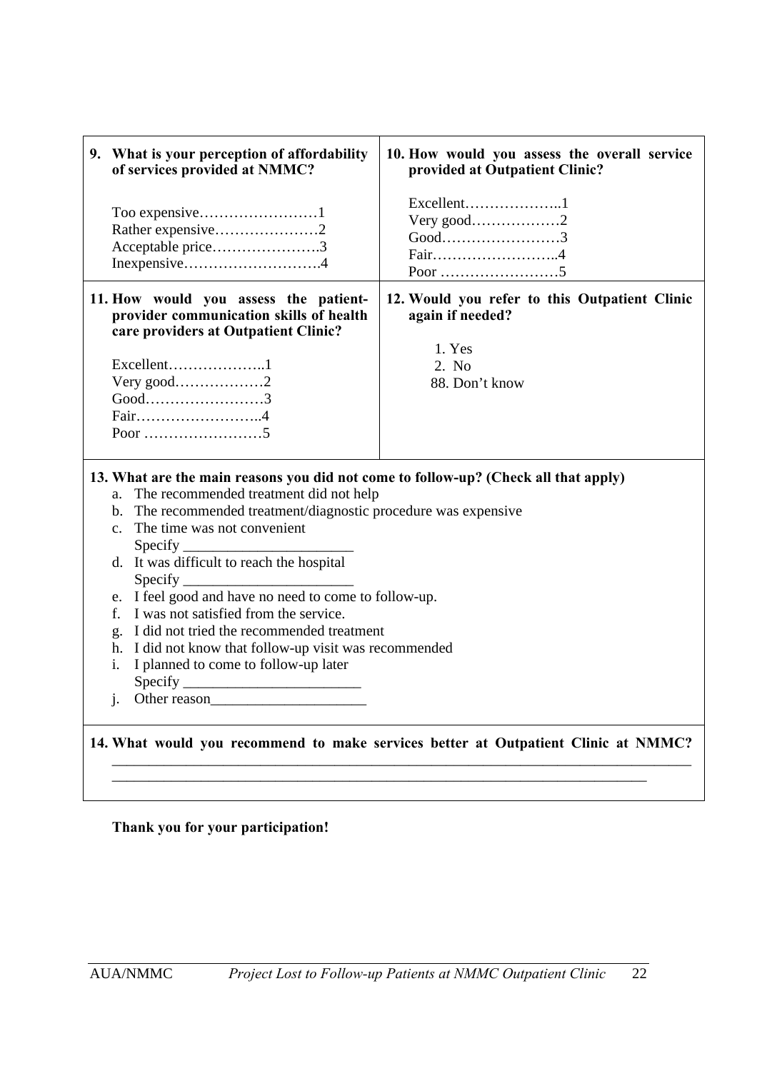**9. What is your perception of affordability of services provided at NMMC?**

Too expensive……………………1
Rather expensive…………………2
Acceptable price………………….3
Inexpensive……………………….4

**10. How would you assess the overall service provided at Outpatient Clinic?**

Excellent………………..1
Very good………………2
Good……………………3
Fair……………………..4
Poor ……………………5

**11. How would you assess the patient-provider communication skills of health care providers at Outpatient Clinic?**

Excellent………………..1
Very good………………2
Good……………………3
Fair……………………..4
Poor ……………………5

**12. Would you refer to this Outpatient Clinic again if needed?**

1. Yes
2. No
88. Don't know

**13. What are the main reasons you did not come to follow-up? (Check all that apply)**

a. The recommended treatment did not help
b. The recommended treatment/diagnostic procedure was expensive
c. The time was not convenient
   Specify _______________________
d. It was difficult to reach the hospital
   Specify _______________________
e. I feel good and have no need to come to follow-up.
f. I was not satisfied from the service.
g. I did not tried the recommended treatment
h. I did not know that follow-up visit was recommended
i. I planned to come to follow-up later
   Specify ________________________
j. Other reason_____________________

**14. What would you recommend to make services better at Outpatient Clinic at NMMC?**
_______________________________________________________________________________
___________________________________________________________________________

**Thank you for your participation!**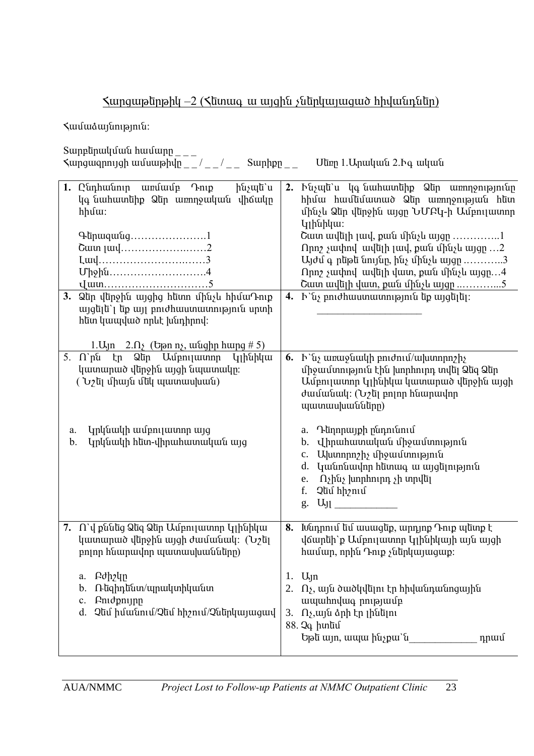## Հարցաթերթիկ –2 (Հետագա այցին չներկայացած հիվանդներ)

Համաձայնություն:

Տարբերակման համարը _ _ _
Հարցազրույցի ամսաթիվը _ _ / _ _ / _ _ Տարիքը _ _ Սեռը 1.Արական 2.Իգական

| | |
|---|---|
| **1.** Ընդհանուր առմամբ Դուք ինչպե�`ս կգնահատեիք Ձեր առողջական վիճակը հիմա:<br><br>Գերազանց………………….1<br>Շատ լավ……………………2<br>Լավ…………………………3<br>Միջին……………………….4<br>Վատ………………………..5 | **2.** Ինչպե�`ս կգնահատեիք Ձեր առողջությունը հիմա համեմատած Ձեր առողջության հետ մինչև Ձեր վերջին այցը ՆՄԲԿ-ի Ամբուլատոր կլինիկա:<br>Շատ ավելի լավ, քան մինչև այցը …………..1<br>Որոշ չափով ավելի լավ, քան մինչև այցը …2<br>Այժմ գրեթե նույնը, ինչ մինչև այցը ………..3<br>Որոշ չափով ավելի վատ, քան մինչև այցը…4<br>Շատ ավելի վատ, քան մինչև այցը ………...5 |
| **3.** Ձեր վերջին այցից հետո մինչև հիմաԴուք այցելե`լ եք այլ բուժհաստատություն սրտի հետ կապված որևէ խնդիրով:<br><br>1.Այո 2.Ոչ (Եթե ոչ, անցիր հարց # 5) | **4.** Ի`նչ բուժհաստատություն եք այցելել:<br>____________________ |
| 5. Ո`րն էր Ձեր Ամբուլատոր Կլինիկա կատարած վերջին այցի նպատակը:<br>( Նշել միայն մեկ պատասխան)<br><br>a. Կրկնակի ամբուլատոր այց<br>b. Կրկնակի հետ-վիրահատական այց | **6.** Ի`նչ առաջնակի բուժում/ախտորոշիչ միջամտություն էին խորհուրդ տվել Ձեզ Ձեր Ամբուլատոր Կլինիկա կատարած վերջին այցի ժամանակ: (Նշել բոլոր հնարավոր պատասխանները)<br><br>a. Դեղորայքի ընդունում<br>b. Վիրահատական միջամտություն<br>c. Ախտորոշիչ միջամտություն<br>d. Կանոնավոր հետագա այցելություն<br>e. Ոչինչ խորհուրդ չի տրվել<br>f. Չեմ հիշում<br>g. Այլ ____________ |
| **7.** Ո`վ քննեց Ձեզ Ձեր Ամբուլատոր Կլինիկա կատարած վերջին այցի ժամանակ: (Նշել բոլոր հնարավոր պատասխանները)<br><br>a. Բժիշկը<br>b. Ռեզիդենտ/պրակտիկանտ<br>c. Բուժքույրը<br>d. Չեմ իմանում/Չեմ հիշում/Չներկայացավ | **8.** Խնդրում եմ ասացեք, արդյոք Դուք պետք է վճարեի`ք Ամբուլատոր Կլինիկայի այն այցի համար, որին Դուք չներկայացաք:<br><br>1. Այո<br>2. Ոչ, այն ծածկվելու էր հիվանդանոցային ապահովագրությամբ<br>3. Ոչ,այն ձրի էր լինելու<br>88. Չգիտեմ<br>Եթե այո, ապա ինչքա`ն_____________ դրամ |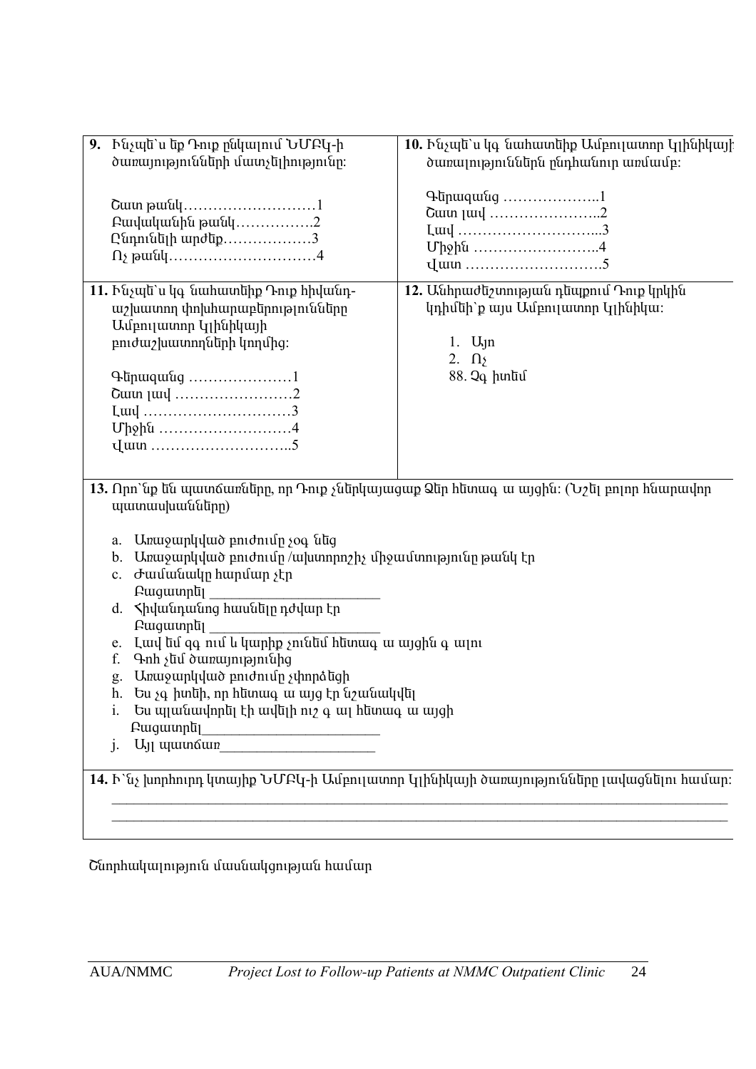| **9.** Ինչպե՞ս եք Դուք ընկալում ՆՄԲԿ-ի ծառայությունների մատչելիությունը:<br><br>Շատ թանկ……………………1<br>Բավականին թանկ…………….2<br>Ընդունելի արժեք………………3<br>Ոչ թանկ…………………………4 | **10.** Ինչպե՞ս կգ նահատեիք Ամբուլատոր կլինիկայի ծառայություններն ընդհանուր առմամբ:<br><br>Գերազանց ………………..1<br>Շատ լավ …………………..2<br>Լավ ………………………...3<br>Միջին ……………………..4<br>Վատ ……………………….5 |
| --- | --- |
| **11.** Ինչպե՞ս կգ նահատեիք Դուք հիվանդ-աշխատող փոխհարաբերությունները Ամբուլատոր կլինիկայի բուժաշխատողների կողմից:<br><br>Գերազանց …………………1<br>Շատ լավ ……………………2<br>Լավ …………………………3<br>Միջին ………………………4<br>Վատ ………………………..5 | **12.** Անհրաժեշտության դեպքում Դուք կրկին կդիմեի՞ք այս Ամբուլատոր Կլինիկա:<br><br>1. Այո<br>2. Ոչ<br>88. Չգ իտեմ |

**13.** Որո՞նք են պատճառները, որ Դուք չներկայացաք Ձեր հետագ ա այցին: (Նշել բոլոր հնարավոր պատասխանները)

a. Առաջարկված բուժումը չօգ նեց
b. Առաջարկված բուժումը /ախտորոշիչ միջամտությունը թանկ էր
c. Ժամանակը հարմար չէր
   Բացատրել _______________________
d. Հիվանդանոց հասնելը դժվար էր
   Բացատրել _______________________
e. Լավ եմ զգ ում և կարիք չունեմ հետագ ա այցին գ ալու
f. Գոհ չեմ ծառայությունից
g. Առաջարկված բուժումը չփորձեցի
h. Ես չգ իտեի, որ հետագ ա այց էր նշանակվել
i. Ես պլանավորել էի ավելի ուշ գ ալ հետագ ա այցի
   Բացատրել_______________________
j. Այլ պատճառ_____________________

**14.** Ի՞նչ խորհուրդ կտայիք ՆՄԲԿ-ի Ամբուլատոր կլինիկայի ծառայությունները լավացնելու համար:

_______________________________________________________________________________
_______________________________________________________________________________

Շնորհակալություն մասնակցության համար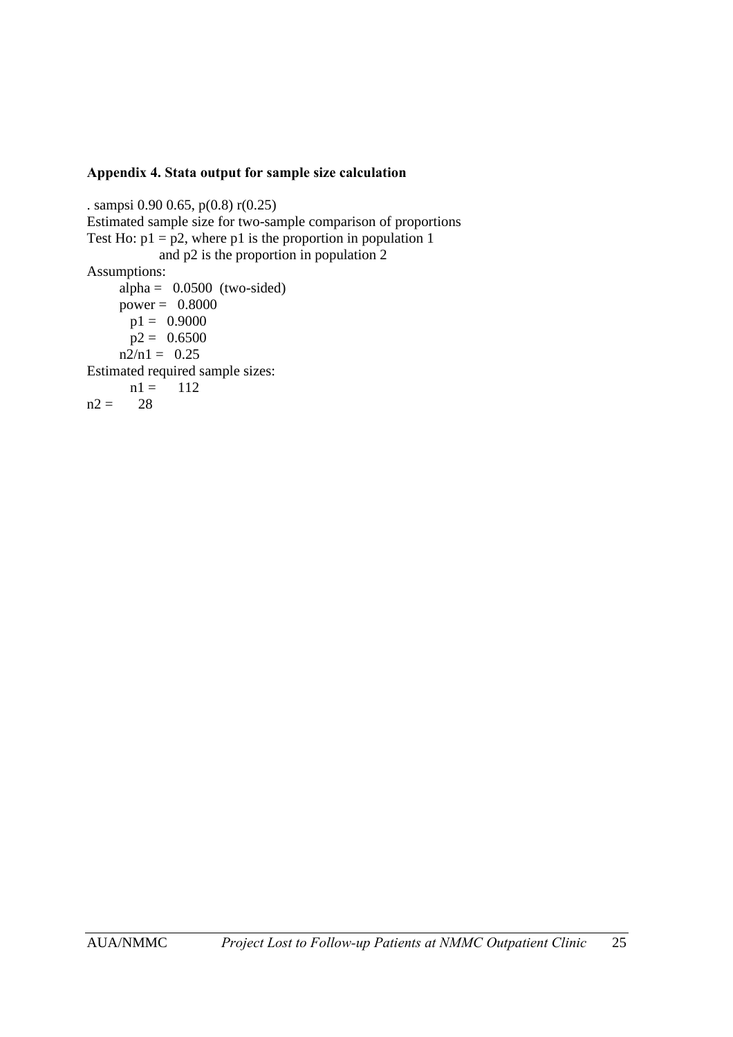**Appendix 4. Stata output for sample size calculation**

```
. sampsi 0.90 0.65, p(0.8) r(0.25)
Estimated sample size for two-sample comparison of proportions
Test Ho: p1 = p2, where p1 is the proportion in population 1
                and p2 is the proportion in population 2
Assumptions:
        alpha =   0.0500  (two-sided)
        power =   0.8000
           p1 =   0.9000
           p2 =   0.6500
        n2/n1 =   0.25
Estimated required sample sizes:
           n1 =      112
n2 =       28
```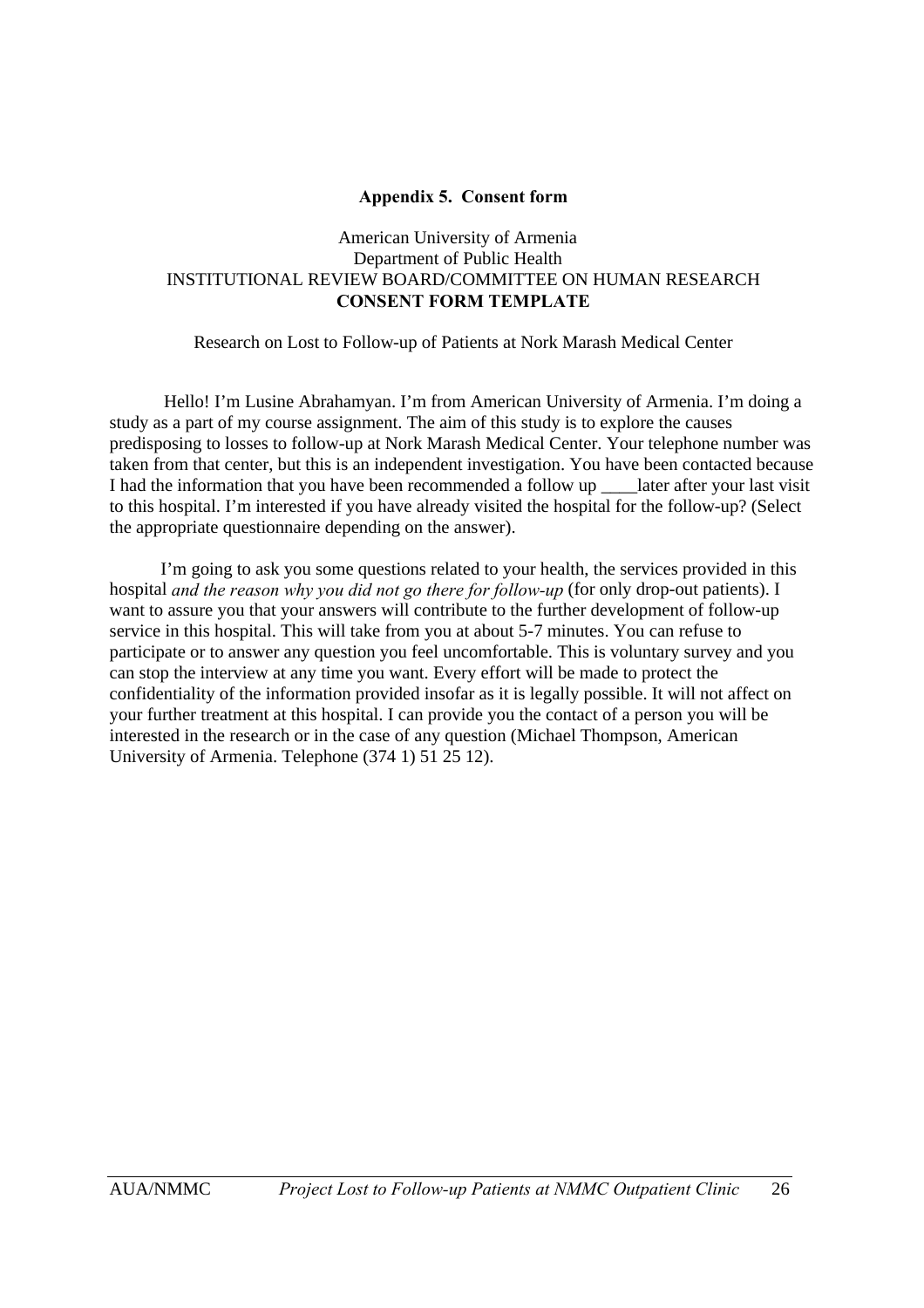## Appendix 5. Consent form

American University of Armenia
Department of Public Health
INSTITUTIONAL REVIEW BOARD/COMMITTEE ON HUMAN RESEARCH
**CONSENT FORM TEMPLATE**

Research on Lost to Follow-up of Patients at Nork Marash Medical Center

Hello! I'm Lusine Abrahamyan. I'm from American University of Armenia. I'm doing a study as a part of my course assignment. The aim of this study is to explore the causes predisposing to losses to follow-up at Nork Marash Medical Center. Your telephone number was taken from that center, but this is an independent investigation. You have been contacted because I had the information that you have been recommended a follow up ____later after your last visit to this hospital. I'm interested if you have already visited the hospital for the follow-up? (Select the appropriate questionnaire depending on the answer).

I'm going to ask you some questions related to your health, the services provided in this hospital *and the reason why you did not go there for follow-up* (for only drop-out patients). I want to assure you that your answers will contribute to the further development of follow-up service in this hospital. This will take from you at about 5-7 minutes. You can refuse to participate or to answer any question you feel uncomfortable. This is voluntary survey and you can stop the interview at any time you want. Every effort will be made to protect the confidentiality of the information provided insofar as it is legally possible. It will not affect on your further treatment at this hospital. I can provide you the contact of a person you will be interested in the research or in the case of any question (Michael Thompson, American University of Armenia. Telephone (374 1) 51 25 12).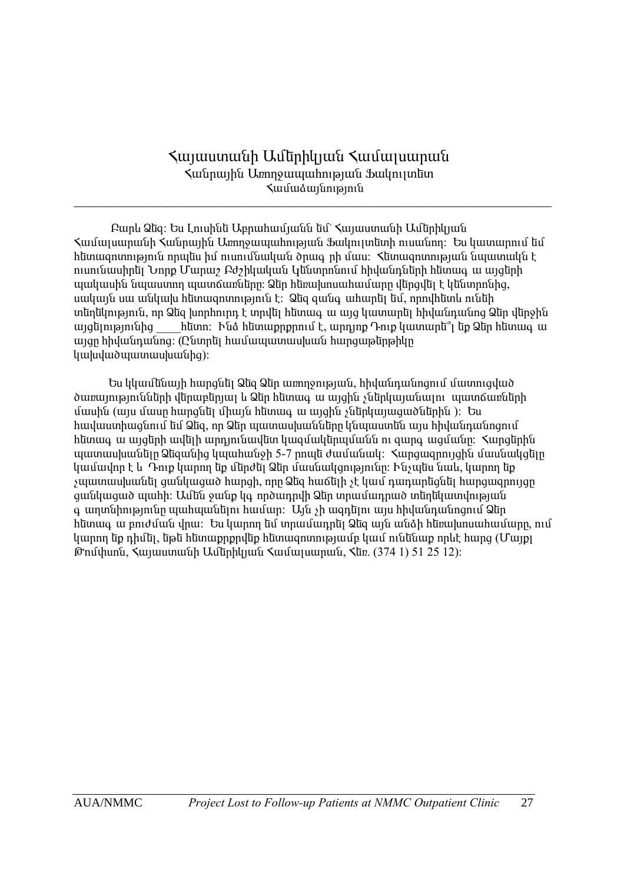# Հայաստանի Ամերիկյան Համալսարան

## Հանրային Առողջապահության Ֆակուլտետ

### Համաձայնություն

---

Բարև Ձեզ: Ես Լուսինե Աբրահամյանն եմ՝ Հայաստանի Ամերիկյան Համալսարանի Հանրային Առողջապահության Ֆակուլտետի ուսանող: Ես կատարում եմ հետազոտություն որպես իմ ուսումնական ծրագ րի մաս: Հետազոտության նպատակն է ուսումնասիրել Նորք Մարաշ Բժշիկական Կենտրոնում հիվանդների հետագ ա այցերի պակասին նպաստող պատճառները: Ձեր հեռախոսահամարը վերցվել է կենտրոնից, սակայն սա անկախ հետազոտություն է: Ձեզ զանգ ահարել եմ, որովհետև ունեի տեղեկություն, որ Ձեզ խորհուրդ է տրվել հետագ ա այց կատարել հիվանդանոց Ձեր վերջին այցելությունից ____հետո: Ինձ հետաքրքրում է, արդյոք Դուք կատարե՞լ եք Ձեր հետագ ա այցը հիվանդանոց: (Ընտրել համապատասխան հարցաթերթիկը կախվածպատասխանից):

Ես կխամենայի հարցնել Ձեզ Ձեր առողջության, հիվանդանոցում մատուցված ծառայությունների վերաբերյալ և Ձեր հետագ ա այցին չներկայանալու պատճառների մասին (այս մասը հարցնել միայն հետագ ա այցին չներկայացածներին ): Ես հավատացնում եմ Ձեզ, որ Ձեր պատասխանները կնպաստեն այս հիվանդանոցում հետագ ա այցերի ավելի արդյունավետ կազմակերպմանն ու զարգ ացմանը: Հարցերին պատասխանելը Ձեզանից կպահանջի 5-7 րոպե ժամանակ: Հարցազրույցին մասնակցելը կամավոր է և Դուք կարող եք մերժել Ձեր մասնակցությունը: Ինչպես նաև, կարող եք չպատասխանել ցանկացած հարցի, որը Ձեզ համար հաճելի չէ կամ դադարեցնել հարցազրույցը ցանկացած պահի: Ամեն ջանք կգործադրվի Ձեր տրամադրած տեղեկատվության գ աղտնիությունը պահպանելու համար: Այն չի ազդելու այս հիվանդանոցում Ձեր հետագ ա բուժման վրա: Ես կարող եմ տրամադրել Ձեզ այն անձի հեռախոսահամարը, ում կարող եք դիմել, եթե հետաքրքրվեք հետազոտությամբ կամ ունենաք որևէ հարց (Մայքլ Թոմփսոն, Հայաստանի Ամերիկյան Համալսարան, Հեռ. (374 1) 51 25 12):